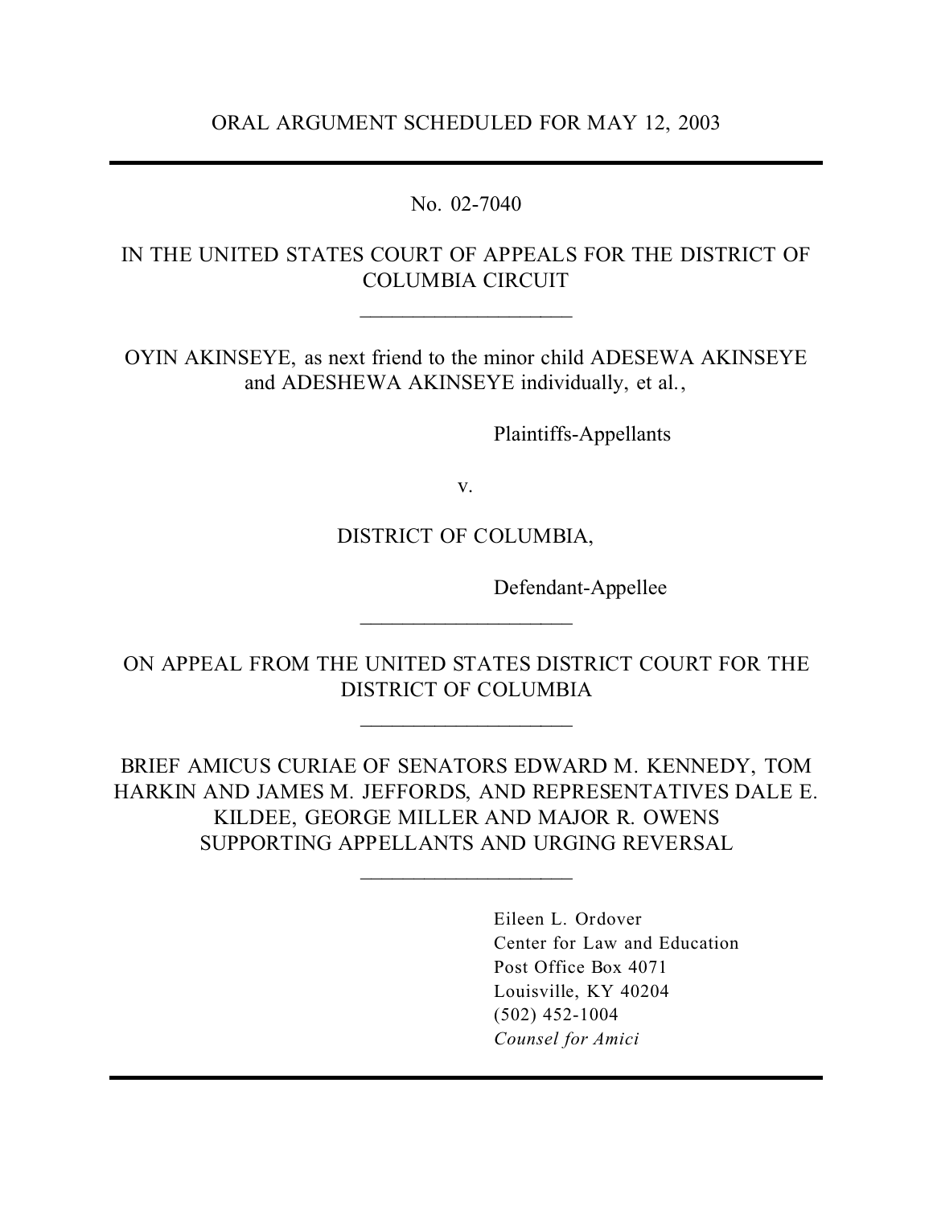ORAL ARGUMENT SCHEDULED FOR MAY 12, 2003

---

No. 02-7040

IN THE UNITED STATES COURT OF APPEALS FOR THE DISTRICT OF COLUMBIA CIRCUIT

---

OYIN AKINSEYE, as next friend to the minor child ADESEWA AKINSEYE and ADESHEWA AKINSEYE individually, et al.,

Plaintiffs-Appellants

v.

DISTRICT OF COLUMBIA,

Defendant-Appellee

---

ON APPEAL FROM THE UNITED STATES DISTRICT COURT FOR THE DISTRICT OF COLUMBIA

---

BRIEF AMICUS CURIAE OF SENATORS EDWARD M. KENNEDY, TOM HARKIN AND JAMES M. JEFFORDS, AND REPRESENTATIVES DALE E. KILDEE, GEORGE MILLER AND MAJOR R. OWENS SUPPORTING APPELLANTS AND URGING REVERSAL

---

Eileen L. Ordover
Center for Law and Education
Post Office Box 4071
Louisville, KY 40204
(502) 452-1004
*Counsel for Amici*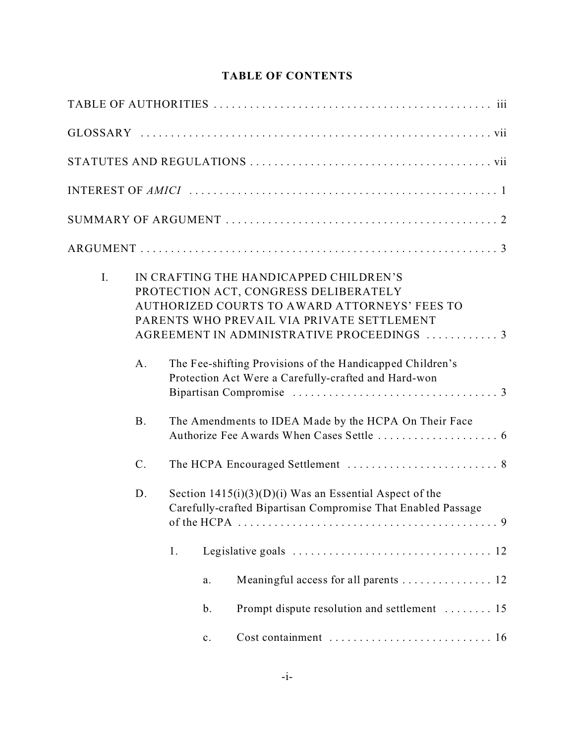# TABLE OF CONTENTS

TABLE OF AUTHORITIES . . . . . . . . . . . . . . . . . . . . . . . . . . . . . . . . . . . . . . . . . . . . . iii

GLOSSARY . . . . . . . . . . . . . . . . . . . . . . . . . . . . . . . . . . . . . . . . . . . . . . . . . . . . . . vii

STATUTES AND REGULATIONS . . . . . . . . . . . . . . . . . . . . . . . . . . . . . . . . . . . . . . . vii

INTEREST OF *AMICI* . . . . . . . . . . . . . . . . . . . . . . . . . . . . . . . . . . . . . . . . . . . . . . . . 1

SUMMARY OF ARGUMENT . . . . . . . . . . . . . . . . . . . . . . . . . . . . . . . . . . . . . . . . . . . . 2

ARGUMENT . . . . . . . . . . . . . . . . . . . . . . . . . . . . . . . . . . . . . . . . . . . . . . . . . . . . . . . . 3

I. IN CRAFTING THE HANDICAPPED CHILDREN'S PROTECTION ACT, CONGRESS DELIBERATELY AUTHORIZED COURTS TO AWARD ATTORNEYS' FEES TO PARENTS WHO PREVAIL VIA PRIVATE SETTLEMENT AGREEMENT IN ADMINISTRATIVE PROCEEDINGS . . . . . . . . . . . . 3

- A. The Fee-shifting Provisions of the Handicapped Children's Protection Act Were a Carefully-crafted and Hard-won Bipartisan Compromise . . . . . . . . . . . . . . . . . . . . . . . . . . . . . . . . . 3
- B. The Amendments to IDEA Made by the HCPA On Their Face Authorize Fee Awards When Cases Settle . . . . . . . . . . . . . . . . . . . . 6
- C. The HCPA Encouraged Settlement . . . . . . . . . . . . . . . . . . . . . . . . . 8
- D. Section 1415(i)(3)(D)(i) Was an Essential Aspect of the Carefully-crafted Bipartisan Compromise That Enabled Passage of the HCPA . . . . . . . . . . . . . . . . . . . . . . . . . . . . . . . . . . . . . . . . . . . 9
    - 1. Legislative goals . . . . . . . . . . . . . . . . . . . . . . . . . . . . . . . . 12
        - a. Meaningful access for all parents . . . . . . . . . . . . . . . 12
        - b. Prompt dispute resolution and settlement . . . . . . . . 15
        - c. Cost containment . . . . . . . . . . . . . . . . . . . . . . . . . . . 16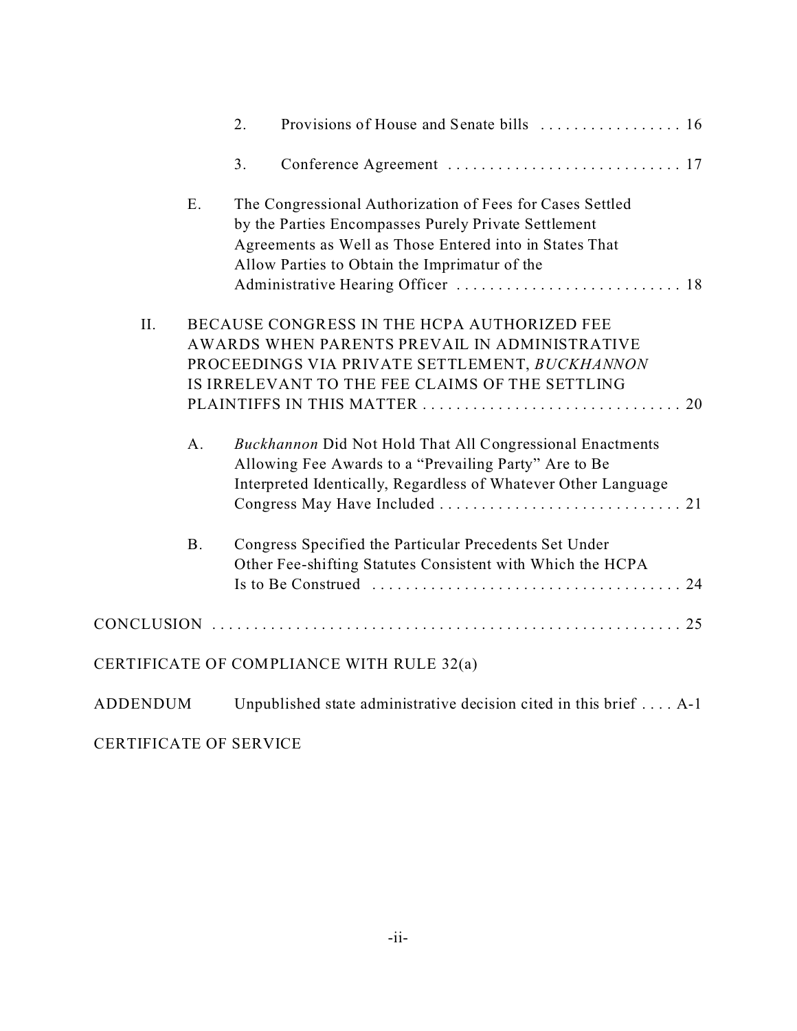2. Provisions of House and Senate bills . . . . . . . . . . . . . . . . . 16

3. Conference Agreement . . . . . . . . . . . . . . . . . . . . . . . . . . . . 17

E. The Congressional Authorization of Fees for Cases Settled by the Parties Encompasses Purely Private Settlement Agreements as Well as Those Entered into in States That Allow Parties to Obtain the Imprimatur of the Administrative Hearing Officer . . . . . . . . . . . . . . . . . . . . . . . . . . . 18

II. BECAUSE CONGRESS IN THE HCPA AUTHORIZED FEE AWARDS WHEN PARENTS PREVAIL IN ADMINISTRATIVE PROCEEDINGS VIA PRIVATE SETTLEMENT, *BUCKHANNON* IS IRRELEVANT TO THE FEE CLAIMS OF THE SETTLING PLAINTIFFS IN THIS MATTER . . . . . . . . . . . . . . . . . . . . . . . . . . . . . . 20

A. *Buckhannon* Did Not Hold That All Congressional Enactments Allowing Fee Awards to a "Prevailing Party" Are to Be Interpreted Identically, Regardless of Whatever Other Language Congress May Have Included . . . . . . . . . . . . . . . . . . . . . . . . . . . . . 21

B. Congress Specified the Particular Precedents Set Under Other Fee-shifting Statutes Consistent with Which the HCPA Is to Be Construed . . . . . . . . . . . . . . . . . . . . . . . . . . . . . . . . . . . . . 24

CONCLUSION . . . . . . . . . . . . . . . . . . . . . . . . . . . . . . . . . . . . . . . . . . . . . . . . . . . . . 25

CERTIFICATE OF COMPLIANCE WITH RULE 32(a)

ADDENDUM Unpublished state administrative decision cited in this brief . . . . A-1

CERTIFICATE OF SERVICE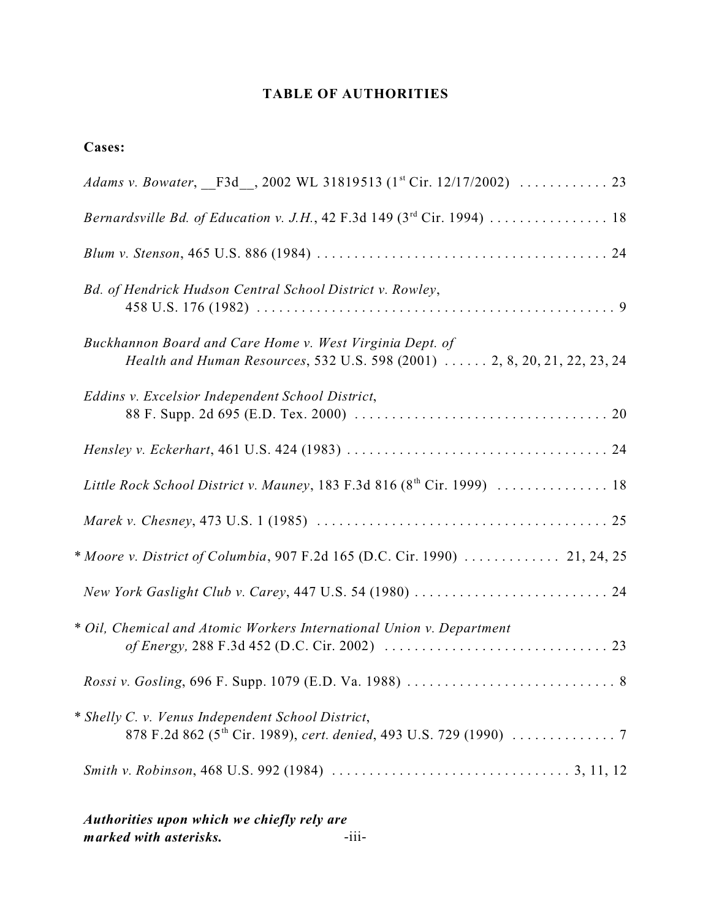# TABLE OF AUTHORITIES

**Cases:**

*Adams v. Bowater*, \_\_F3d\_\_, 2002 WL 31819513 (1st Cir. 12/17/2002) . . . . . . . . . . . . 23

*Bernardsville Bd. of Education v. J.H.*, 42 F.3d 149 (3rd Cir. 1994) . . . . . . . . . . . . . . . . 18

*Blum v. Stenson*, 465 U.S. 886 (1984) . . . . . . . . . . . . . . . . . . . . . . . . . . . . . . . . . . . . . . . . 24

*Bd. of Hendrick Hudson Central School District v. Rowley*,
458 U.S. 176 (1982) . . . . . . . . . . . . . . . . . . . . . . . . . . . . . . . . . . . . . . . . . . . . . . . . . . 9

*Buckhannon Board and Care Home v. West Virginia Dept. of Health and Human Resources*, 532 U.S. 598 (2001) . . . . . . 2, 8, 20, 21, 22, 23, 24

*Eddins v. Excelsior Independent School District*,
88 F. Supp. 2d 695 (E.D. Tex. 2000) . . . . . . . . . . . . . . . . . . . . . . . . . . . . . . . . . . 20

*Hensley v. Eckerhart*, 461 U.S. 424 (1983) . . . . . . . . . . . . . . . . . . . . . . . . . . . . . . . . . . . 24

*Little Rock School District v. Mauney*, 183 F.3d 816 (8th Cir. 1999) . . . . . . . . . . . . . . . 18

*Marek v. Chesney*, 473 U.S. 1 (1985) . . . . . . . . . . . . . . . . . . . . . . . . . . . . . . . . . . . . . . . 25

\* *Moore v. District of Columbia*, 907 F.2d 165 (D.C. Cir. 1990) . . . . . . . . . . . . . 21, 24, 25

*New York Gaslight Club v. Carey*, 447 U.S. 54 (1980) . . . . . . . . . . . . . . . . . . . . . . . . . . 24

\* *Oil, Chemical and Atomic Workers International Union v. Department of Energy,* 288 F.3d 452 (D.C. Cir. 2002) . . . . . . . . . . . . . . . . . . . . . . . . . . . . . . 23

*Rossi v. Gosling*, 696 F. Supp. 1079 (E.D. Va. 1988) . . . . . . . . . . . . . . . . . . . . . . . . . . . . 8

\* *Shelly C. v. Venus Independent School District*,
878 F.2d 862 (5th Cir. 1989), *cert. denied*, 493 U.S. 729 (1990) . . . . . . . . . . . . . . 7

*Smith v. Robinson*, 468 U.S. 992 (1984) . . . . . . . . . . . . . . . . . . . . . . . . . . . . . . . . 3, 11, 12

***Authorities upon which we chiefly rely are marked with asterisks.***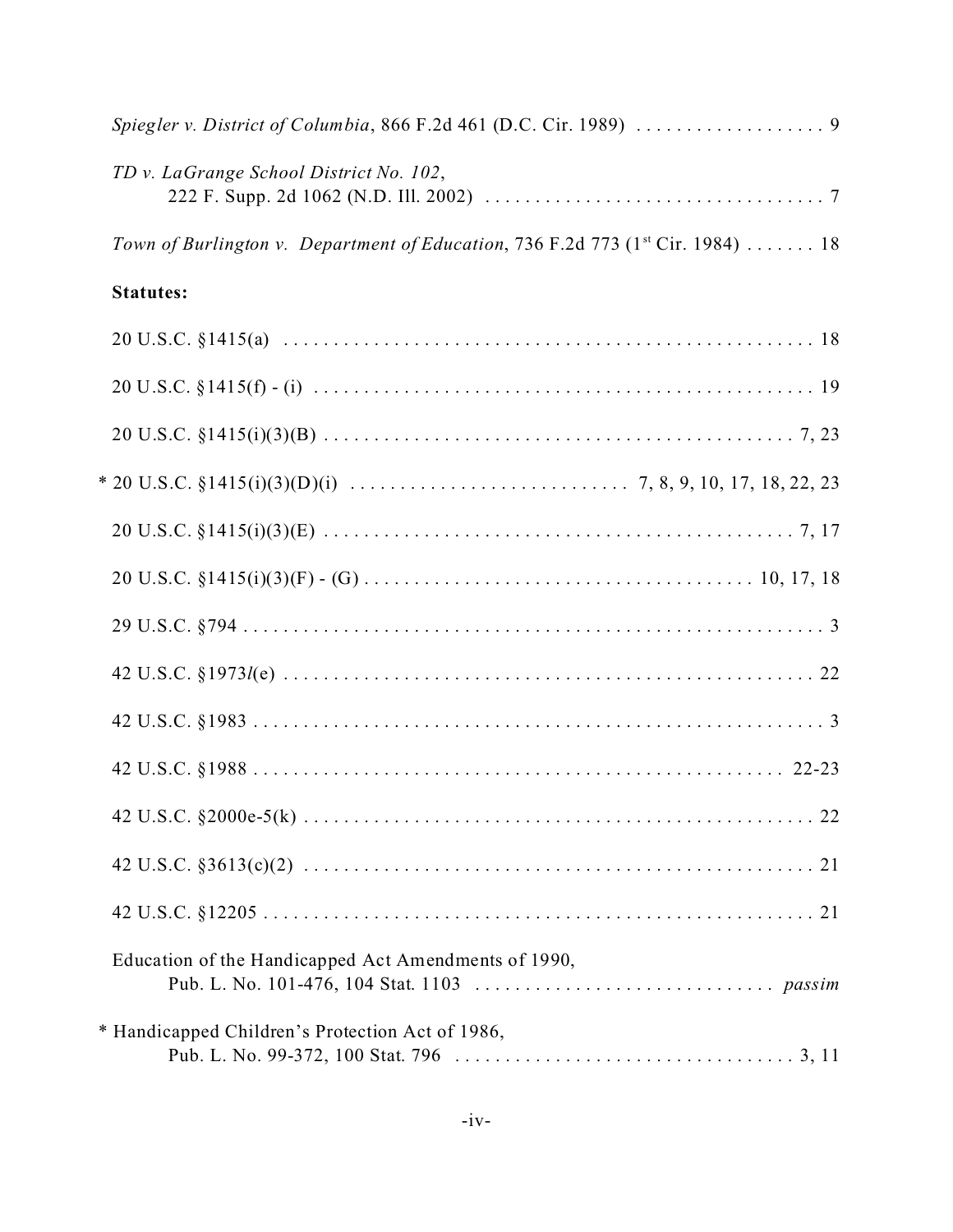*Spiegler v. District of Columbia*, 866 F.2d 461 (D.C. Cir. 1989) . . . . . . . . . . . . . . . . . . . 9

*TD v. LaGrange School District No. 102*,
222 F. Supp. 2d 1062 (N.D. Ill. 2002) . . . . . . . . . . . . . . . . . . . . . . . . . . . . . . . . . . 7

*Town of Burlington v. Department of Education*, 736 F.2d 773 (1st Cir. 1984) . . . . . . . 18

**Statutes:**

20 U.S.C. §1415(a) . . . . . . . . . . . . . . . . . . . . . . . . . . . . . . . . . . . . . . . . . . . . . . . . . . . . 18

20 U.S.C. §1415(f) - (i) . . . . . . . . . . . . . . . . . . . . . . . . . . . . . . . . . . . . . . . . . . . . . . . . . . 19

20 U.S.C. §1415(i)(3)(B) . . . . . . . . . . . . . . . . . . . . . . . . . . . . . . . . . . . . . . . . . . . . . . . . 7, 23

* 20 U.S.C. §1415(i)(3)(D)(i) . . . . . . . . . . . . . . . . . . . . . . . . . . . . 7, 8, 9, 10, 17, 18, 22, 23

20 U.S.C. §1415(i)(3)(E) . . . . . . . . . . . . . . . . . . . . . . . . . . . . . . . . . . . . . . . . . . . . . . . . 7, 17

20 U.S.C. §1415(i)(3)(F) - (G) . . . . . . . . . . . . . . . . . . . . . . . . . . . . . . . . . . . . . . . . 10, 17, 18

29 U.S.C. §794 . . . . . . . . . . . . . . . . . . . . . . . . . . . . . . . . . . . . . . . . . . . . . . . . . . . . . . . . . 3

42 U.S.C. §1973*l*(e) . . . . . . . . . . . . . . . . . . . . . . . . . . . . . . . . . . . . . . . . . . . . . . . . . . . . 22

42 U.S.C. §1983 . . . . . . . . . . . . . . . . . . . . . . . . . . . . . . . . . . . . . . . . . . . . . . . . . . . . . . . . . 3

42 U.S.C. §1988 . . . . . . . . . . . . . . . . . . . . . . . . . . . . . . . . . . . . . . . . . . . . . . . . . . . . . 22-23

42 U.S.C. §2000e-5(k) . . . . . . . . . . . . . . . . . . . . . . . . . . . . . . . . . . . . . . . . . . . . . . . . . . . 22

42 U.S.C. §3613(c)(2) . . . . . . . . . . . . . . . . . . . . . . . . . . . . . . . . . . . . . . . . . . . . . . . . . . . 21

42 U.S.C. §12205 . . . . . . . . . . . . . . . . . . . . . . . . . . . . . . . . . . . . . . . . . . . . . . . . . . . . . . . 21

Education of the Handicapped Act Amendments of 1990,
Pub. L. No. 101-476, 104 Stat. 1103 . . . . . . . . . . . . . . . . . . . . . . . . . . . . . . . *passim*

* Handicapped Children's Protection Act of 1986,
Pub. L. No. 99-372, 100 Stat. 796 . . . . . . . . . . . . . . . . . . . . . . . . . . . . . . . . . . . 3, 11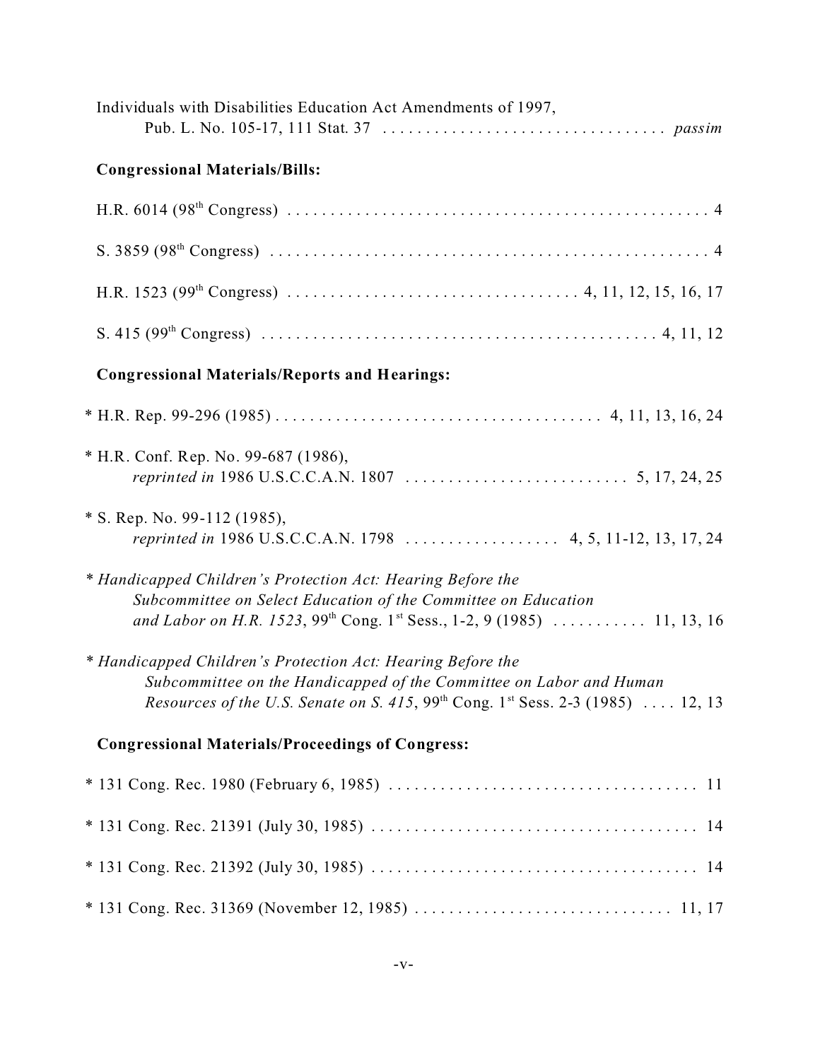Individuals with Disabilities Education Act Amendments of 1997, Pub. L. No. 105-17, 111 Stat. 37 . . . . . . . . . . . . . . . . . . . . . . . . . . . . . . . . *passim*

**Congressional Materials/Bills:**

H.R. 6014 (98th Congress) . . . . . . . . . . . . . . . . . . . . . . . . . . . . . . . . . . . . . . . . . . . . . . . . . 4

S. 3859 (98th Congress) . . . . . . . . . . . . . . . . . . . . . . . . . . . . . . . . . . . . . . . . . . . . . . . . . . . 4

H.R. 1523 (99th Congress) . . . . . . . . . . . . . . . . . . . . . . . . . . . . . . . . . 4, 11, 12, 15, 16, 17

S. 415 (99th Congress) . . . . . . . . . . . . . . . . . . . . . . . . . . . . . . . . . . . . . . . . . . . . . . 4, 11, 12

**Congressional Materials/Reports and Hearings:**

* H.R. Rep. 99-296 (1985) . . . . . . . . . . . . . . . . . . . . . . . . . . . . . . . . . . . . . 4, 11, 13, 16, 24

* H.R. Conf. Rep. No. 99-687 (1986), *reprinted in* 1986 U.S.C.C.A.N. 1807 . . . . . . . . . . . . . . . . . . . . . . . . . . 5, 17, 24, 25

* S. Rep. No. 99-112 (1985), *reprinted in* 1986 U.S.C.C.A.N. 1798 . . . . . . . . . . . . . . . . . . 4, 5, 11-12, 13, 17, 24

* *Handicapped Children's Protection Act: Hearing Before the Subcommittee on Select Education of the Committee on Education and Labor on H.R. 1523*, 99th Cong. 1st Sess., 1-2, 9 (1985) . . . . . . . . . . . 11, 13, 16

* *Handicapped Children's Protection Act: Hearing Before the Subcommittee on the Handicapped of the Committee on Labor and Human Resources of the U.S. Senate on S. 415*, 99th Cong. 1st Sess. 2-3 (1985) . . . . 12, 13

**Congressional Materials/Proceedings of Congress:**

* 131 Cong. Rec. 1980 (February 6, 1985) . . . . . . . . . . . . . . . . . . . . . . . . . . . . . . . . . . . . 11

* 131 Cong. Rec. 21391 (July 30, 1985) . . . . . . . . . . . . . . . . . . . . . . . . . . . . . . . . . . . . . . 14

* 131 Cong. Rec. 21392 (July 30, 1985) . . . . . . . . . . . . . . . . . . . . . . . . . . . . . . . . . . . . . . 14

* 131 Cong. Rec. 31369 (November 12, 1985) . . . . . . . . . . . . . . . . . . . . . . . . . . . . . . 11, 17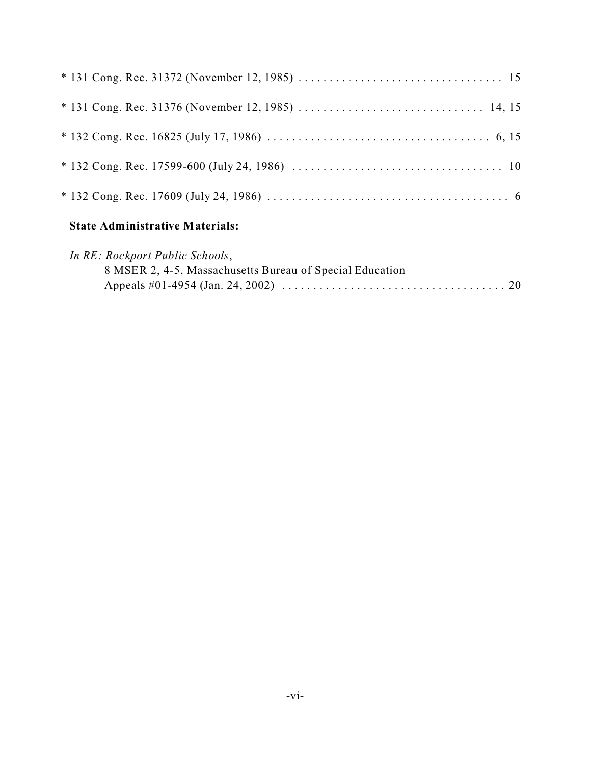* 131 Cong. Rec. 31372 (November 12, 1985) . . . . . . . . . . . . . . . . . . . . . . . . . . . . . . . . . 15

* 131 Cong. Rec. 31376 (November 12, 1985) . . . . . . . . . . . . . . . . . . . . . . . . . . . . . . 14, 15

* 132 Cong. Rec. 16825 (July 17, 1986) . . . . . . . . . . . . . . . . . . . . . . . . . . . . . . . . . . . . 6, 15

* 132 Cong. Rec. 17599-600 (July 24, 1986) . . . . . . . . . . . . . . . . . . . . . . . . . . . . . . . . . . 10

* 132 Cong. Rec. 17609 (July 24, 1986) . . . . . . . . . . . . . . . . . . . . . . . . . . . . . . . . . . . . . . . 6

**State Administrative Materials:**

*In RE: Rockport Public Schools*,
8 MSER 2, 4-5, Massachusetts Bureau of Special Education
Appeals #01-4954 (Jan. 24, 2002) . . . . . . . . . . . . . . . . . . . . . . . . . . . . . . . . . . . . 20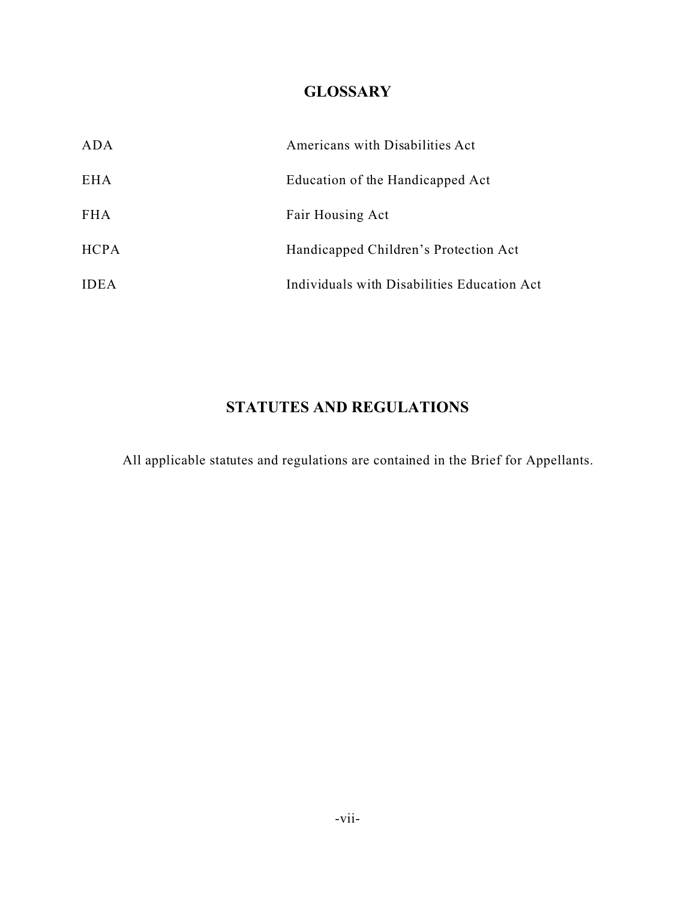## GLOSSARY

| | |
|---|---|
| ADA | Americans with Disabilities Act |
| EHA | Education of the Handicapped Act |
| FHA | Fair Housing Act |
| HCPA | Handicapped Children's Protection Act |
| IDEA | Individuals with Disabilities Education Act |

## STATUTES AND REGULATIONS

All applicable statutes and regulations are contained in the Brief for Appellants.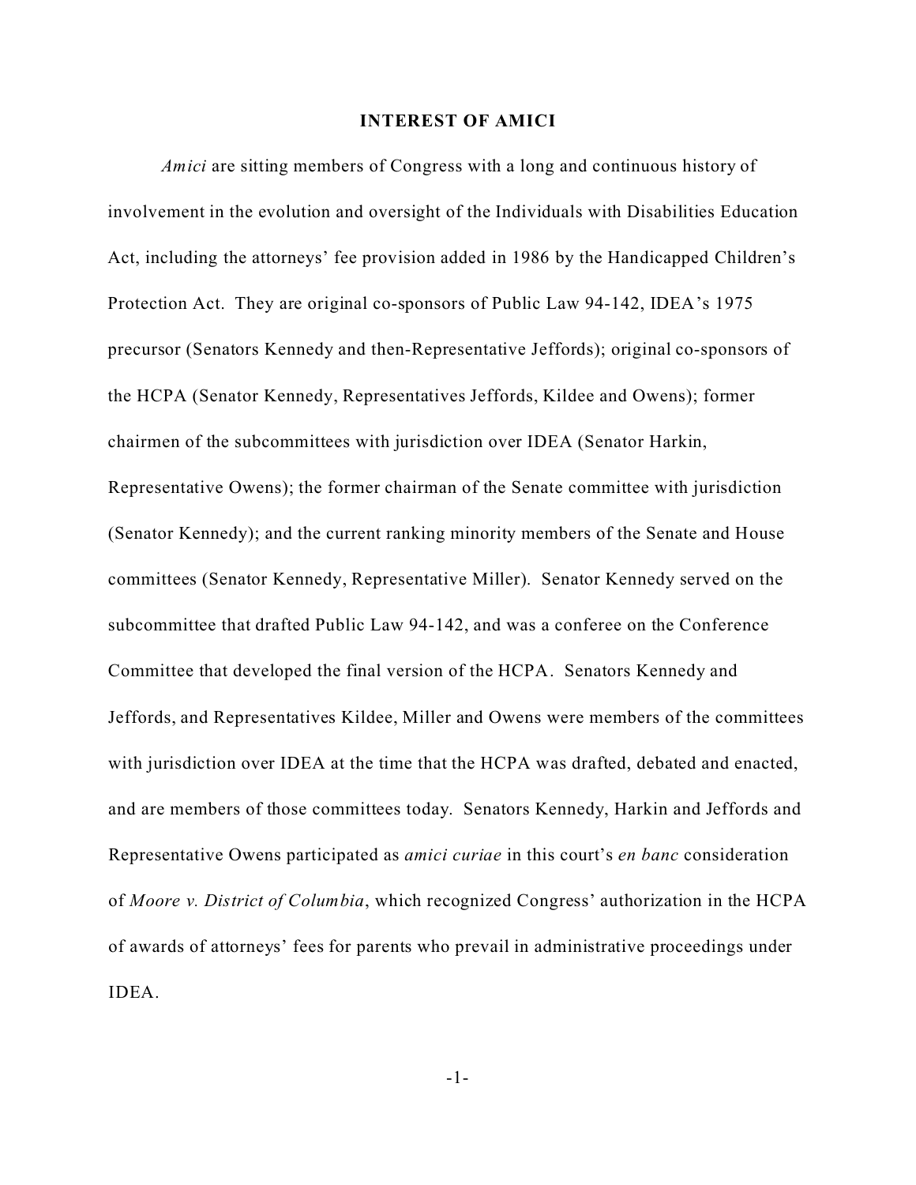## INTEREST OF AMICI

*Amici* are sitting members of Congress with a long and continuous history of involvement in the evolution and oversight of the Individuals with Disabilities Education Act, including the attorneys' fee provision added in 1986 by the Handicapped Children's Protection Act. They are original co-sponsors of Public Law 94-142, IDEA's 1975 precursor (Senators Kennedy and then-Representative Jeffords); original co-sponsors of the HCPA (Senator Kennedy, Representatives Jeffords, Kildee and Owens); former chairmen of the subcommittees with jurisdiction over IDEA (Senator Harkin, Representative Owens); the former chairman of the Senate committee with jurisdiction (Senator Kennedy); and the current ranking minority members of the Senate and House committees (Senator Kennedy, Representative Miller). Senator Kennedy served on the subcommittee that drafted Public Law 94-142, and was a conferee on the Conference Committee that developed the final version of the HCPA. Senators Kennedy and Jeffords, and Representatives Kildee, Miller and Owens were members of the committees with jurisdiction over IDEA at the time that the HCPA was drafted, debated and enacted, and are members of those committees today. Senators Kennedy, Harkin and Jeffords and Representative Owens participated as *amici curiae* in this court's *en banc* consideration of *Moore v. District of Columbia*, which recognized Congress' authorization in the HCPA of awards of attorneys' fees for parents who prevail in administrative proceedings under IDEA.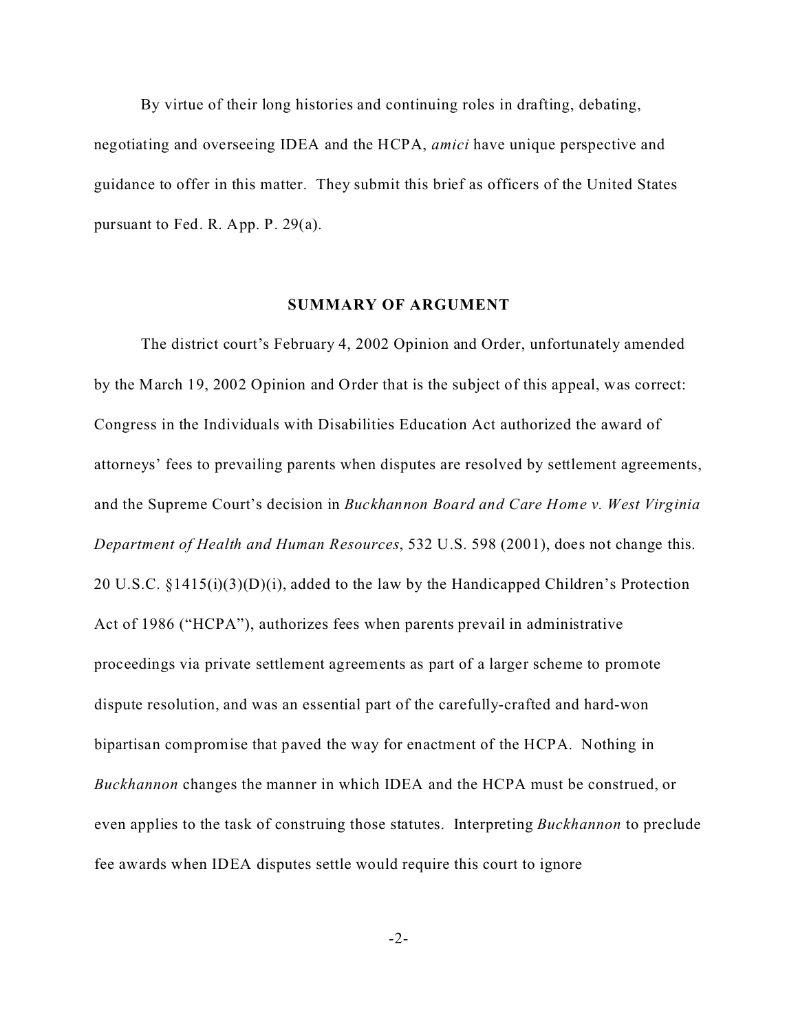By virtue of their long histories and continuing roles in drafting, debating, negotiating and overseeing IDEA and the HCPA, *amici* have unique perspective and guidance to offer in this matter. They submit this brief as officers of the United States pursuant to Fed. R. App. P. 29(a).

## SUMMARY OF ARGUMENT

The district court's February 4, 2002 Opinion and Order, unfortunately amended by the March 19, 2002 Opinion and Order that is the subject of this appeal, was correct: Congress in the Individuals with Disabilities Education Act authorized the award of attorneys' fees to prevailing parents when disputes are resolved by settlement agreements, and the Supreme Court's decision in *Buckhannon Board and Care Home v. West Virginia Department of Health and Human Resources*, 532 U.S. 598 (2001), does not change this. 20 U.S.C. §1415(i)(3)(D)(i), added to the law by the Handicapped Children's Protection Act of 1986 ("HCPA"), authorizes fees when parents prevail in administrative proceedings via private settlement agreements as part of a larger scheme to promote dispute resolution, and was an essential part of the carefully-crafted and hard-won bipartisan compromise that paved the way for enactment of the HCPA. Nothing in *Buckhannon* changes the manner in which IDEA and the HCPA must be construed, or even applies to the task of construing those statutes. Interpreting *Buckhannon* to preclude fee awards when IDEA disputes settle would require this court to ignore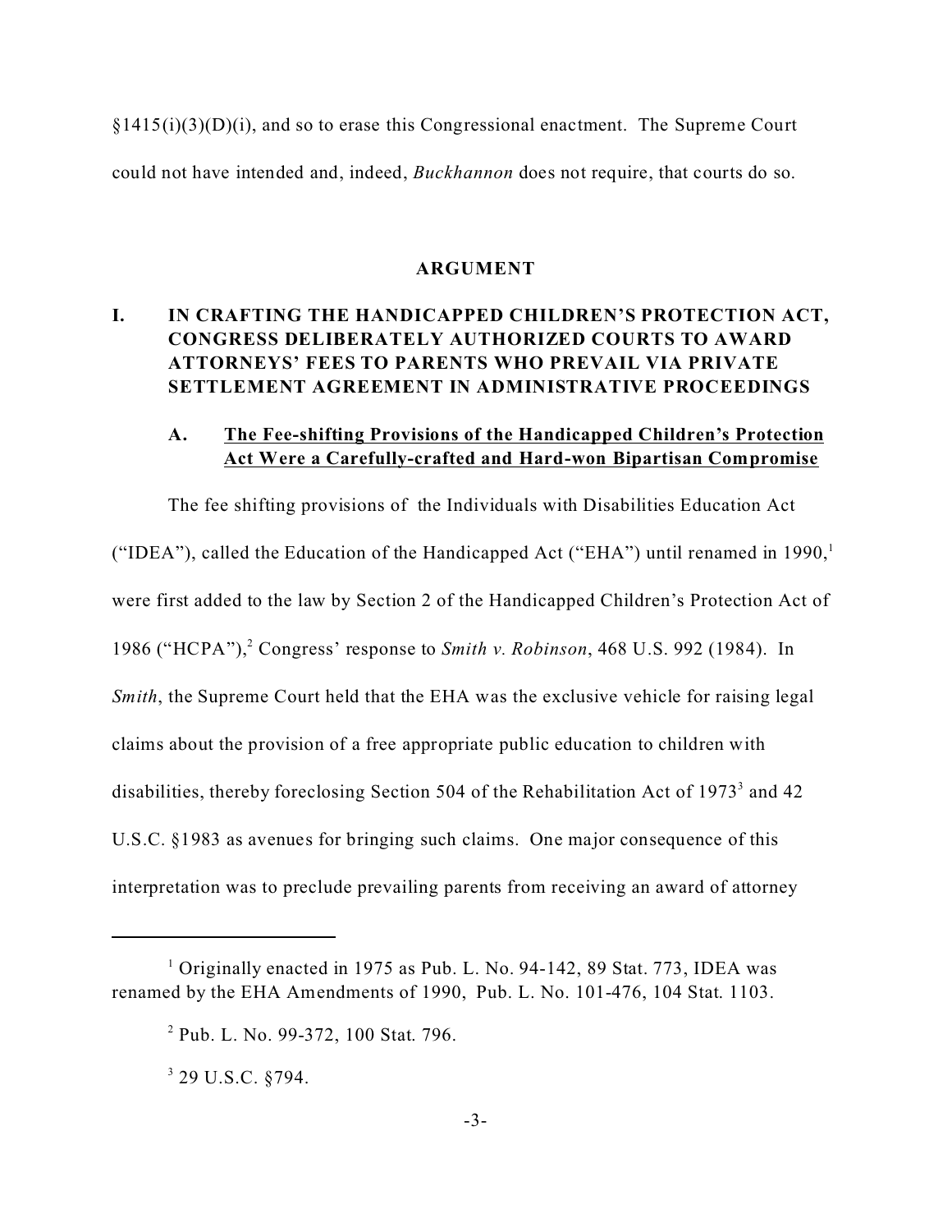§1415(i)(3)(D)(i), and so to erase this Congressional enactment. The Supreme Court could not have intended and, indeed, *Buckhannon* does not require, that courts do so.

## ARGUMENT

### I. IN CRAFTING THE HANDICAPPED CHILDREN'S PROTECTION ACT, CONGRESS DELIBERATELY AUTHORIZED COURTS TO AWARD ATTORNEYS' FEES TO PARENTS WHO PREVAIL VIA PRIVATE SETTLEMENT AGREEMENT IN ADMINISTRATIVE PROCEEDINGS

#### A. <u>The Fee-shifting Provisions of the Handicapped Children's Protection Act Were a Carefully-crafted and Hard-won Bipartisan Compromise</u>

The fee shifting provisions of the Individuals with Disabilities Education Act ("IDEA"), called the Education of the Handicapped Act ("EHA") until renamed in 1990,[1] were first added to the law by Section 2 of the Handicapped Children's Protection Act of 1986 ("HCPA"),[2] Congress' response to *Smith v. Robinson*, 468 U.S. 992 (1984). In *Smith*, the Supreme Court held that the EHA was the exclusive vehicle for raising legal claims about the provision of a free appropriate public education to children with disabilities, thereby foreclosing Section 504 of the Rehabilitation Act of 1973[3] and 42 U.S.C. §1983 as avenues for bringing such claims. One major consequence of this interpretation was to preclude prevailing parents from receiving an award of attorney

---

[1] Originally enacted in 1975 as Pub. L. No. 94-142, 89 Stat. 773, IDEA was renamed by the EHA Amendments of 1990, Pub. L. No. 101-476, 104 Stat. 1103.

[2] Pub. L. No. 99-372, 100 Stat. 796.

[3] 29 U.S.C. §794.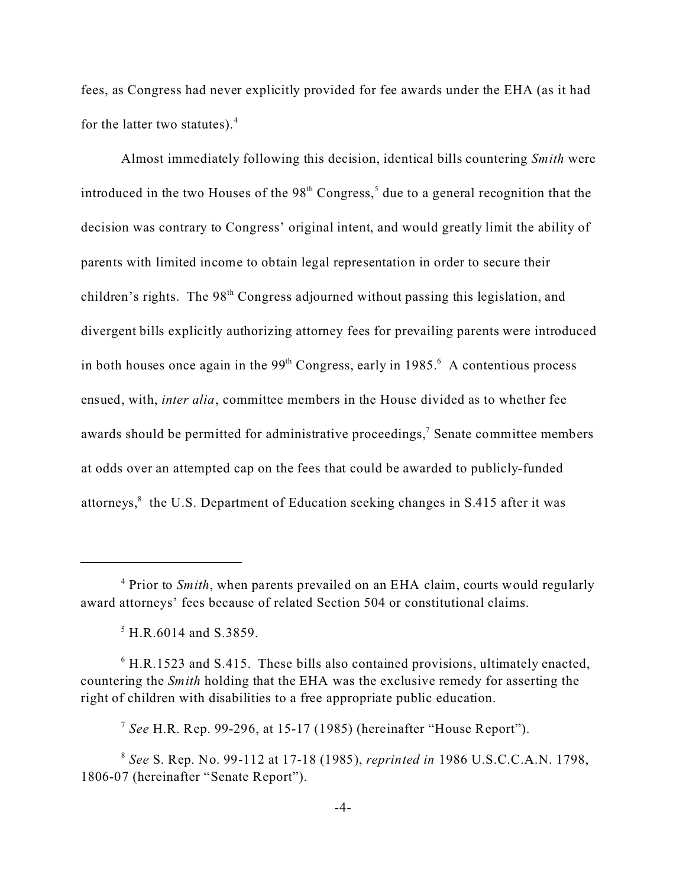fees, as Congress had never explicitly provided for fee awards under the EHA (as it had for the latter two statutes).[4]

Almost immediately following this decision, identical bills countering *Smith* were introduced in the two Houses of the 98th Congress,[5] due to a general recognition that the decision was contrary to Congress' original intent, and would greatly limit the ability of parents with limited income to obtain legal representation in order to secure their children's rights. The 98th Congress adjourned without passing this legislation, and divergent bills explicitly authorizing attorney fees for prevailing parents were introduced in both houses once again in the 99th Congress, early in 1985.[6] A contentious process ensued, with, *inter alia*, committee members in the House divided as to whether fee awards should be permitted for administrative proceedings,[7] Senate committee members at odds over an attempted cap on the fees that could be awarded to publicly-funded attorneys,[8] the U.S. Department of Education seeking changes in S.415 after it was

---

[4] Prior to *Smith*, when parents prevailed on an EHA claim, courts would regularly award attorneys' fees because of related Section 504 or constitutional claims.

[5] H.R.6014 and S.3859.

[6] H.R.1523 and S.415. These bills also contained provisions, ultimately enacted, countering the *Smith* holding that the EHA was the exclusive remedy for asserting the right of children with disabilities to a free appropriate public education.

[7] *See* H.R. Rep. 99-296, at 15-17 (1985) (hereinafter "House Report").

[8] *See* S. Rep. No. 99-112 at 17-18 (1985), *reprinted in* 1986 U.S.C.C.A.N. 1798, 1806-07 (hereinafter "Senate Report").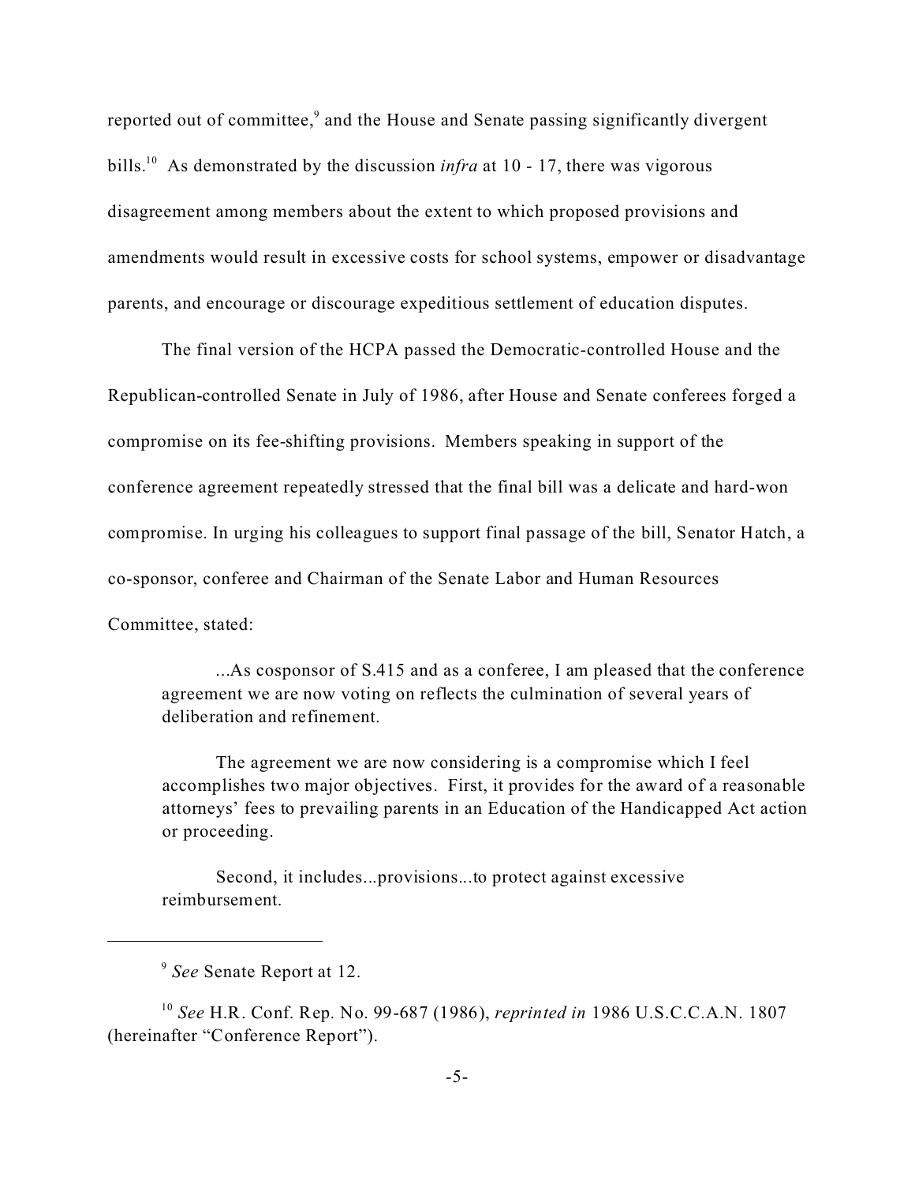reported out of committee,[9] and the House and Senate passing significantly divergent bills.[10] As demonstrated by the discussion *infra* at 10 - 17, there was vigorous disagreement among members about the extent to which proposed provisions and amendments would result in excessive costs for school systems, empower or disadvantage parents, and encourage or discourage expeditious settlement of education disputes.

The final version of the HCPA passed the Democratic-controlled House and the Republican-controlled Senate in July of 1986, after House and Senate conferees forged a compromise on its fee-shifting provisions. Members speaking in support of the conference agreement repeatedly stressed that the final bill was a delicate and hard-won compromise. In urging his colleagues to support final passage of the bill, Senator Hatch, a co-sponsor, conferee and Chairman of the Senate Labor and Human Resources Committee, stated:

> ...As cosponsor of S.415 and as a conferee, I am pleased that the conference agreement we are now voting on reflects the culmination of several years of deliberation and refinement.
>
> The agreement we are now considering is a compromise which I feel accomplishes two major objectives. First, it provides for the award of a reasonable attorneys' fees to prevailing parents in an Education of the Handicapped Act action or proceeding.
>
> Second, it includes...provisions...to protect against excessive reimbursement.

---

[9] *See* Senate Report at 12.

[10] *See* H.R. Conf. Rep. No. 99-687 (1986), *reprinted in* 1986 U.S.C.C.A.N. 1807 (hereinafter "Conference Report").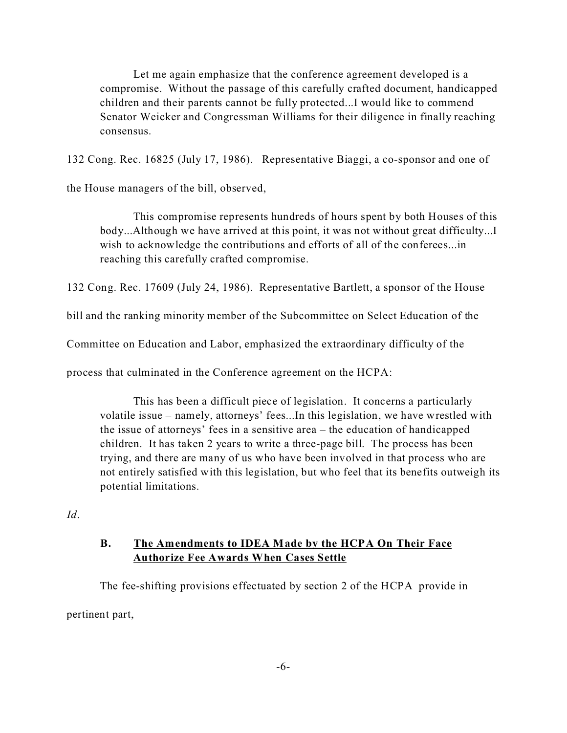> Let me again emphasize that the conference agreement developed is a compromise. Without the passage of this carefully crafted document, handicapped children and their parents cannot be fully protected...I would like to commend Senator Weicker and Congressman Williams for their diligence in finally reaching consensus.

132 Cong. Rec. 16825 (July 17, 1986). Representative Biaggi, a co-sponsor and one of the House managers of the bill, observed,

> This compromise represents hundreds of hours spent by both Houses of this body...Although we have arrived at this point, it was not without great difficulty...I wish to acknowledge the contributions and efforts of all of the conferees...in reaching this carefully crafted compromise.

132 Cong. Rec. 17609 (July 24, 1986). Representative Bartlett, a sponsor of the House bill and the ranking minority member of the Subcommittee on Select Education of the Committee on Education and Labor, emphasized the extraordinary difficulty of the process that culminated in the Conference agreement on the HCPA:

> This has been a difficult piece of legislation. It concerns a particularly volatile issue – namely, attorneys' fees...In this legislation, we have wrestled with the issue of attorneys' fees in a sensitive area – the education of handicapped children. It has taken 2 years to write a three-page bill. The process has been trying, and there are many of us who have been involved in that process who are not entirely satisfied with this legislation, but who feel that its benefits outweigh its potential limitations.

*Id*.

### B. <u>The Amendments to IDEA Made by the HCPA On Their Face Authorize Fee Awards When Cases Settle</u>

The fee-shifting provisions effectuated by section 2 of the HCPA provide in pertinent part,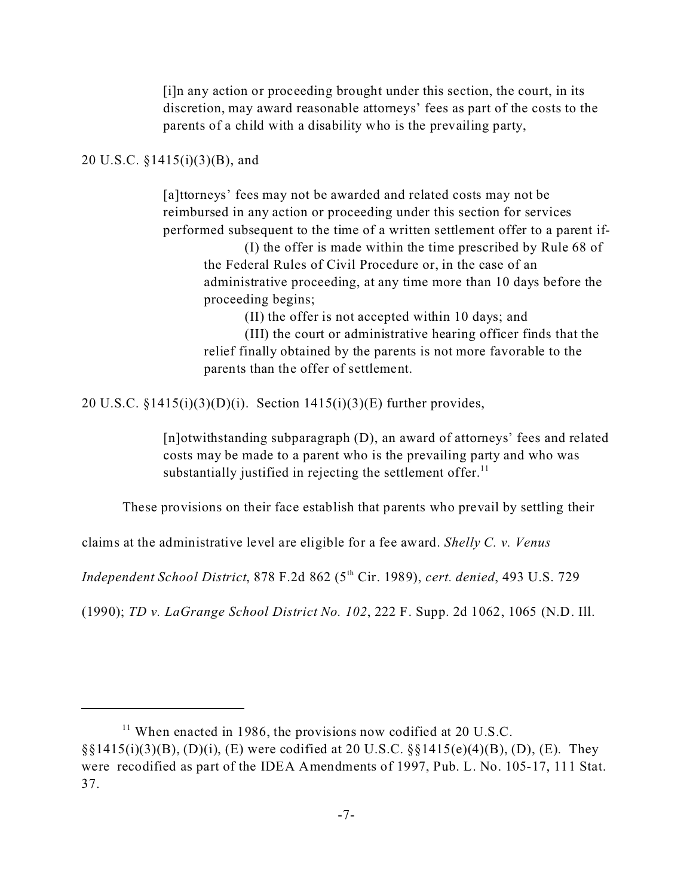> [i]n any action or proceeding brought under this section, the court, in its discretion, may award reasonable attorneys' fees as part of the costs to the parents of a child with a disability who is the prevailing party,

20 U.S.C. §1415(i)(3)(B), and

> [a]ttorneys' fees may not be awarded and related costs may not be reimbursed in any action or proceeding under this section for services performed subsequent to the time of a written settlement offer to a parent if-
>
> (I) the offer is made within the time prescribed by Rule 68 of the Federal Rules of Civil Procedure or, in the case of an administrative proceeding, at any time more than 10 days before the proceeding begins;
>
> (II) the offer is not accepted within 10 days; and
>
> (III) the court or administrative hearing officer finds that the relief finally obtained by the parents is not more favorable to the parents than the offer of settlement.

20 U.S.C. §1415(i)(3)(D)(i). Section 1415(i)(3)(E) further provides,

> [n]otwithstanding subparagraph (D), an award of attorneys' fees and related costs may be made to a parent who is the prevailing party and who was substantially justified in rejecting the settlement offer.[11]

These provisions on their face establish that parents who prevail by settling their claims at the administrative level are eligible for a fee award. *Shelly C. v. Venus Independent School District*, 878 F.2d 862 (5th Cir. 1989), *cert. denied*, 493 U.S. 729 (1990); *TD v. LaGrange School District No. 102*, 222 F. Supp. 2d 1062, 1065 (N.D. Ill.

---

[11] When enacted in 1986, the provisions now codified at 20 U.S.C. §§1415(i)(3)(B), (D)(i), (E) were codified at 20 U.S.C. §§1415(e)(4)(B), (D), (E). They were recodified as part of the IDEA Amendments of 1997, Pub. L. No. 105-17, 111 Stat. 37.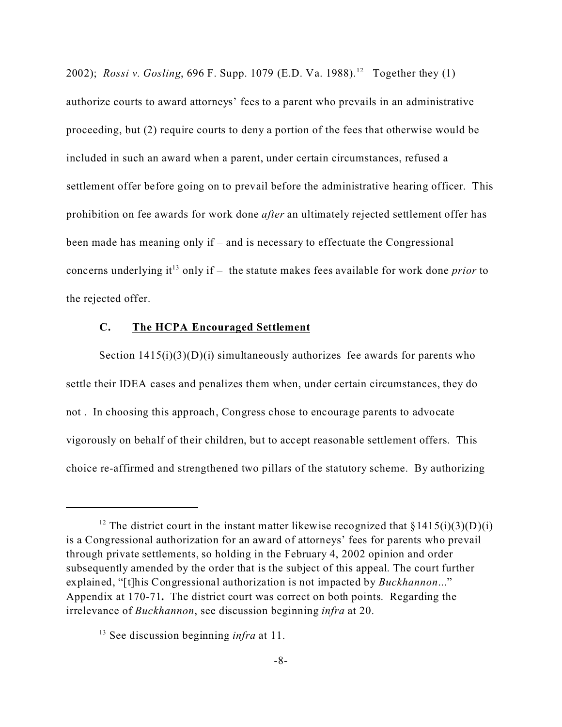2002); *Rossi v. Gosling*, 696 F. Supp. 1079 (E.D. Va. 1988).[12] Together they (1) authorize courts to award attorneys' fees to a parent who prevails in an administrative proceeding, but (2) require courts to deny a portion of the fees that otherwise would be included in such an award when a parent, under certain circumstances, refused a settlement offer before going on to prevail before the administrative hearing officer. This prohibition on fee awards for work done *after* an ultimately rejected settlement offer has been made has meaning only if – and is necessary to effectuate the Congressional concerns underlying it[13] only if – the statute makes fees available for work done *prior* to the rejected offer.

### C. The HCPA Encouraged Settlement

Section 1415(i)(3)(D)(i) simultaneously authorizes fee awards for parents who settle their IDEA cases and penalizes them when, under certain circumstances, they do not . In choosing this approach, Congress chose to encourage parents to advocate vigorously on behalf of their children, but to accept reasonable settlement offers. This choice re-affirmed and strengthened two pillars of the statutory scheme. By authorizing

---

[12] The district court in the instant matter likewise recognized that §1415(i)(3)(D)(i) is a Congressional authorization for an award of attorneys' fees for parents who prevail through private settlements, so holding in the February 4, 2002 opinion and order subsequently amended by the order that is the subject of this appeal. The court further explained, "[t]his Congressional authorization is not impacted by *Buckhannon*..." Appendix at 170-71**.** The district court was correct on both points. Regarding the irrelevance of *Buckhannon*, see discussion beginning *infra* at 20.

[13] See discussion beginning *infra* at 11.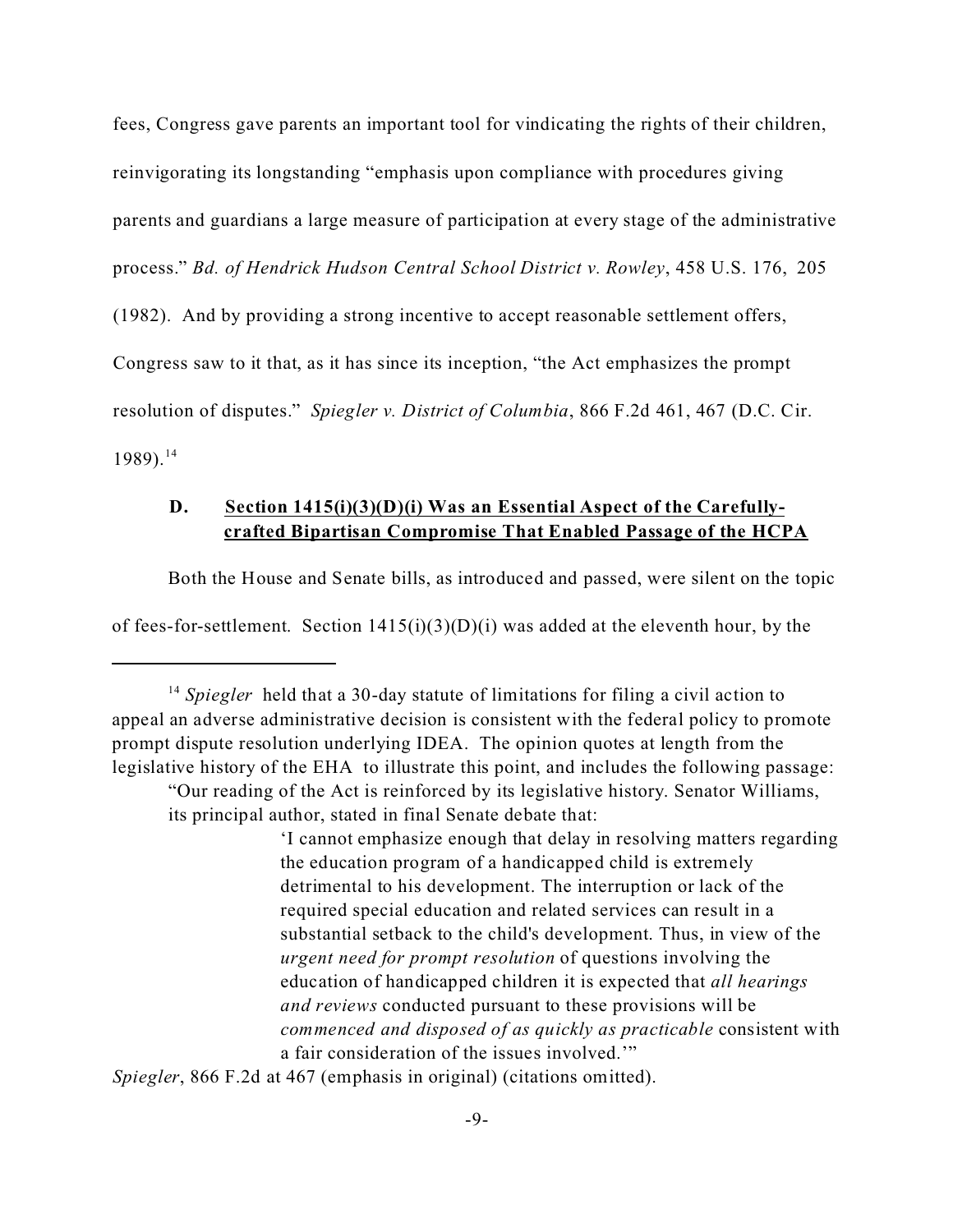fees, Congress gave parents an important tool for vindicating the rights of their children, reinvigorating its longstanding "emphasis upon compliance with procedures giving parents and guardians a large measure of participation at every stage of the administrative process." *Bd. of Hendrick Hudson Central School District v. Rowley*, 458 U.S. 176, 205 (1982). And by providing a strong incentive to accept reasonable settlement offers, Congress saw to it that, as it has since its inception, "the Act emphasizes the prompt resolution of disputes." *Spiegler v. District of Columbia*, 866 F.2d 461, 467 (D.C. Cir. 1989).[14]

### D. Section 1415(i)(3)(D)(i) Was an Essential Aspect of the Carefully-crafted Bipartisan Compromise That Enabled Passage of the HCPA

Both the House and Senate bills, as introduced and passed, were silent on the topic of fees-for-settlement. Section 1415(i)(3)(D)(i) was added at the eleventh hour, by the

---

[14] *Spiegler* held that a 30-day statute of limitations for filing a civil action to appeal an adverse administrative decision is consistent with the federal policy to promote prompt dispute resolution underlying IDEA. The opinion quotes at length from the legislative history of the EHA to illustrate this point, and includes the following passage:

> "Our reading of the Act is reinforced by its legislative history. Senator Williams, its principal author, stated in final Senate debate that:
>
> > 'I cannot emphasize enough that delay in resolving matters regarding the education program of a handicapped child is extremely detrimental to his development. The interruption or lack of the required special education and related services can result in a substantial setback to the child's development. Thus, in view of the *urgent need for prompt resolution* of questions involving the education of handicapped children it is expected that *all hearings and reviews* conducted pursuant to these provisions will be *commenced and disposed of as quickly as practicable* consistent with a fair consideration of the issues involved.'"

*Spiegler*, 866 F.2d at 467 (emphasis in original) (citations omitted).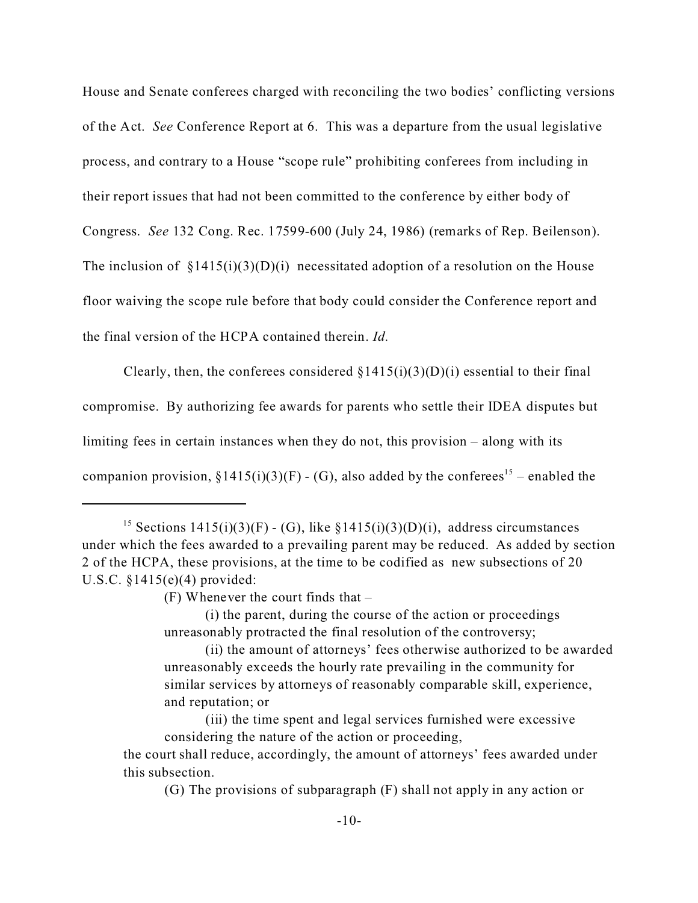House and Senate conferees charged with reconciling the two bodies' conflicting versions of the Act. *See* Conference Report at 6. This was a departure from the usual legislative process, and contrary to a House "scope rule" prohibiting conferees from including in their report issues that had not been committed to the conference by either body of Congress. *See* 132 Cong. Rec. 17599-600 (July 24, 1986) (remarks of Rep. Beilenson). The inclusion of §1415(i)(3)(D)(i) necessitated adoption of a resolution on the House floor waiving the scope rule before that body could consider the Conference report and the final version of the HCPA contained therein. *Id.*

Clearly, then, the conferees considered §1415(i)(3)(D)(i) essential to their final compromise. By authorizing fee awards for parents who settle their IDEA disputes but limiting fees in certain instances when they do not, this provision – along with its companion provision, §1415(i)(3)(F) - (G), also added by the conferees[15] – enabled the

---

[15] Sections 1415(i)(3)(F) - (G), like §1415(i)(3)(D)(i), address circumstances under which the fees awarded to a prevailing parent may be reduced. As added by section 2 of the HCPA, these provisions, at the time to be codified as new subsections of 20 U.S.C. §1415(e)(4) provided:

> (F) Whenever the court finds that –
>
> (i) the parent, during the course of the action or proceedings unreasonably protracted the final resolution of the controversy;
>
> (ii) the amount of attorneys' fees otherwise authorized to be awarded unreasonably exceeds the hourly rate prevailing in the community for similar services by attorneys of reasonably comparable skill, experience, and reputation; or
>
> (iii) the time spent and legal services furnished were excessive considering the nature of the action or proceeding,
>
> the court shall reduce, accordingly, the amount of attorneys' fees awarded under this subsection.
>
> (G) The provisions of subparagraph (F) shall not apply in any action or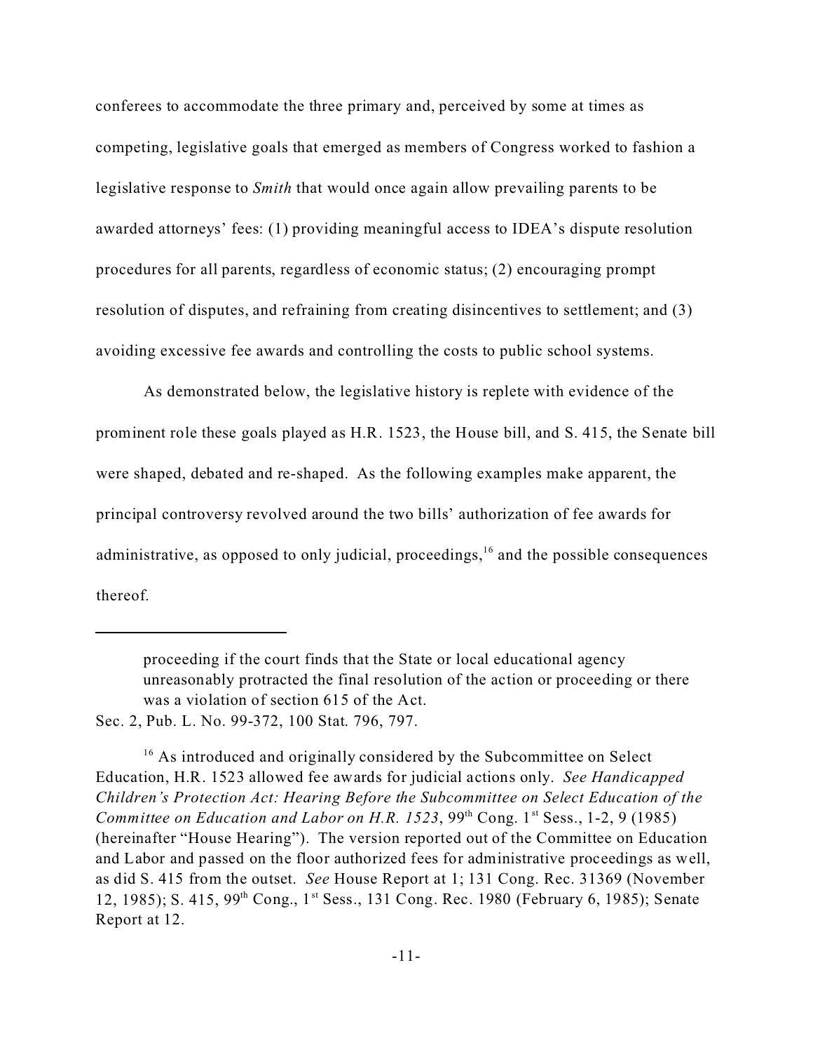conferees to accommodate the three primary and, perceived by some at times as competing, legislative goals that emerged as members of Congress worked to fashion a legislative response to *Smith* that would once again allow prevailing parents to be awarded attorneys' fees: (1) providing meaningful access to IDEA's dispute resolution procedures for all parents, regardless of economic status; (2) encouraging prompt resolution of disputes, and refraining from creating disincentives to settlement; and (3) avoiding excessive fee awards and controlling the costs to public school systems.

As demonstrated below, the legislative history is replete with evidence of the prominent role these goals played as H.R. 1523, the House bill, and S. 415, the Senate bill were shaped, debated and re-shaped. As the following examples make apparent, the principal controversy revolved around the two bills' authorization of fee awards for administrative, as opposed to only judicial, proceedings,[16] and the possible consequences thereof.

---

> proceeding if the court finds that the State or local educational agency unreasonably protracted the final resolution of the action or proceeding or there was a violation of section 615 of the Act.

Sec. 2, Pub. L. No. 99-372, 100 Stat. 796, 797.

[16] As introduced and originally considered by the Subcommittee on Select Education, H.R. 1523 allowed fee awards for judicial actions only. *See Handicapped Children's Protection Act: Hearing Before the Subcommittee on Select Education of the Committee on Education and Labor on H.R. 1523*, 99th Cong. 1st Sess., 1-2, 9 (1985) (hereinafter "House Hearing"). The version reported out of the Committee on Education and Labor and passed on the floor authorized fees for administrative proceedings as well, as did S. 415 from the outset. *See* House Report at 1; 131 Cong. Rec. 31369 (November 12, 1985); S. 415, 99th Cong., 1st Sess., 131 Cong. Rec. 1980 (February 6, 1985); Senate Report at 12.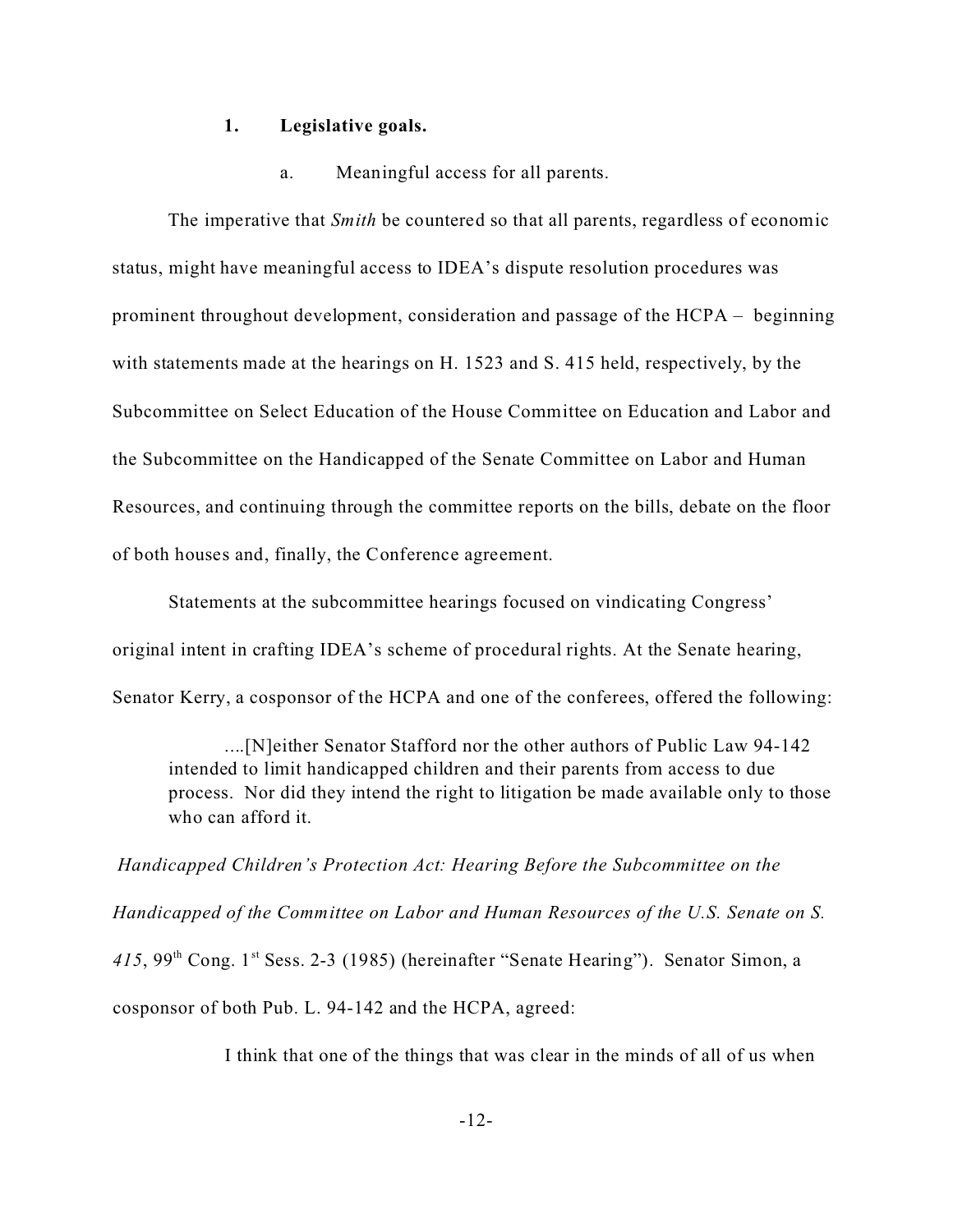### 1. Legislative goals.

a. Meaningful access for all parents.

The imperative that *Smith* be countered so that all parents, regardless of economic status, might have meaningful access to IDEA's dispute resolution procedures was prominent throughout development, consideration and passage of the HCPA – beginning with statements made at the hearings on H. 1523 and S. 415 held, respectively, by the Subcommittee on Select Education of the House Committee on Education and Labor and the Subcommittee on the Handicapped of the Senate Committee on Labor and Human Resources, and continuing through the committee reports on the bills, debate on the floor of both houses and, finally, the Conference agreement.

Statements at the subcommittee hearings focused on vindicating Congress' original intent in crafting IDEA's scheme of procedural rights. At the Senate hearing, Senator Kerry, a cosponsor of the HCPA and one of the conferees, offered the following:

> ....[N]either Senator Stafford nor the other authors of Public Law 94-142 intended to limit handicapped children and their parents from access to due process. Nor did they intend the right to litigation be made available only to those who can afford it.

*Handicapped Children's Protection Act: Hearing Before the Subcommittee on the Handicapped of the Committee on Labor and Human Resources of the U.S. Senate on S. 415*, 99th Cong. 1st Sess. 2-3 (1985) (hereinafter "Senate Hearing"). Senator Simon, a cosponsor of both Pub. L. 94-142 and the HCPA, agreed:

> I think that one of the things that was clear in the minds of all of us when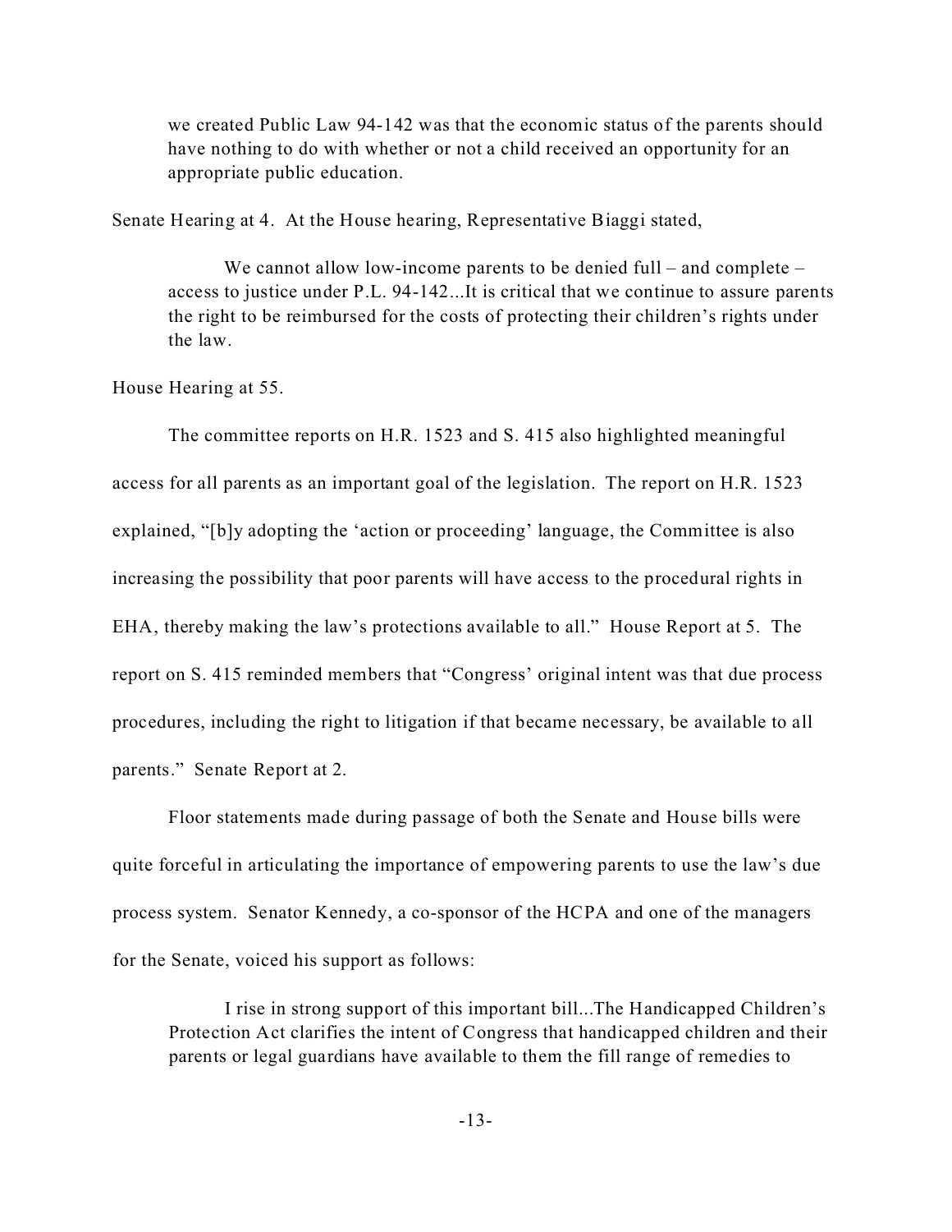> we created Public Law 94-142 was that the economic status of the parents should have nothing to do with whether or not a child received an opportunity for an appropriate public education.

Senate Hearing at 4. At the House hearing, Representative Biaggi stated,

> We cannot allow low-income parents to be denied full – and complete – access to justice under P.L. 94-142...It is critical that we continue to assure parents the right to be reimbursed for the costs of protecting their children's rights under the law.

House Hearing at 55.

The committee reports on H.R. 1523 and S. 415 also highlighted meaningful access for all parents as an important goal of the legislation. The report on H.R. 1523 explained, "[b]y adopting the 'action or proceeding' language, the Committee is also increasing the possibility that poor parents will have access to the procedural rights in EHA, thereby making the law's protections available to all." House Report at 5. The report on S. 415 reminded members that "Congress' original intent was that due process procedures, including the right to litigation if that became necessary, be available to all parents." Senate Report at 2.

Floor statements made during passage of both the Senate and House bills were quite forceful in articulating the importance of empowering parents to use the law's due process system. Senator Kennedy, a co-sponsor of the HCPA and one of the managers for the Senate, voiced his support as follows:

> I rise in strong support of this important bill...The Handicapped Children's Protection Act clarifies the intent of Congress that handicapped children and their parents or legal guardians have available to them the fill range of remedies to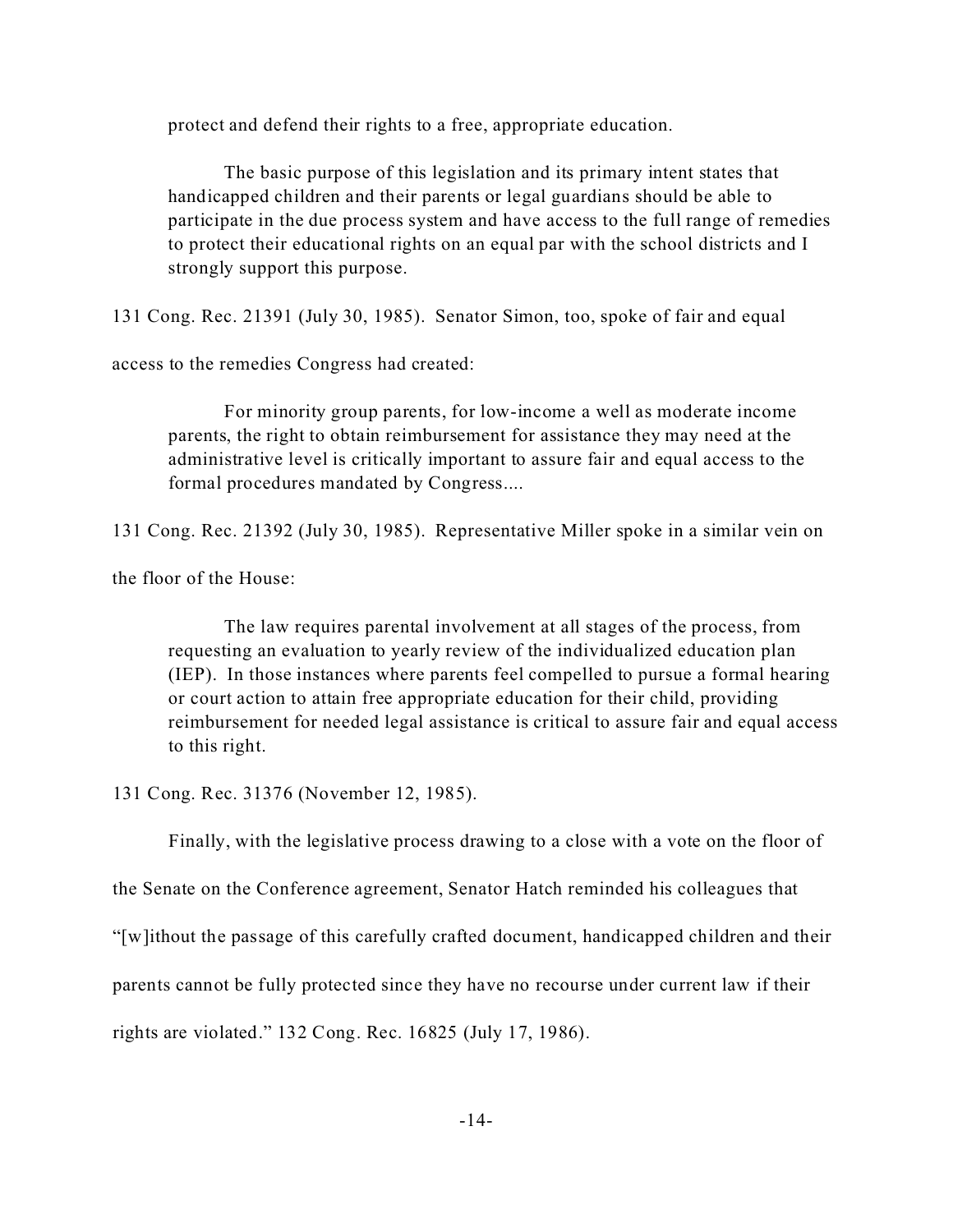protect and defend their rights to a free, appropriate education.

> The basic purpose of this legislation and its primary intent states that handicapped children and their parents or legal guardians should be able to participate in the due process system and have access to the full range of remedies to protect their educational rights on an equal par with the school districts and I strongly support this purpose.

131 Cong. Rec. 21391 (July 30, 1985). Senator Simon, too, spoke of fair and equal access to the remedies Congress had created:

> For minority group parents, for low-income a well as moderate income parents, the right to obtain reimbursement for assistance they may need at the administrative level is critically important to assure fair and equal access to the formal procedures mandated by Congress....

131 Cong. Rec. 21392 (July 30, 1985). Representative Miller spoke in a similar vein on the floor of the House:

> The law requires parental involvement at all stages of the process, from requesting an evaluation to yearly review of the individualized education plan (IEP). In those instances where parents feel compelled to pursue a formal hearing or court action to attain free appropriate education for their child, providing reimbursement for needed legal assistance is critical to assure fair and equal access to this right.

131 Cong. Rec. 31376 (November 12, 1985).

Finally, with the legislative process drawing to a close with a vote on the floor of the Senate on the Conference agreement, Senator Hatch reminded his colleagues that "[w]ithout the passage of this carefully crafted document, handicapped children and their parents cannot be fully protected since they have no recourse under current law if their rights are violated." 132 Cong. Rec. 16825 (July 17, 1986).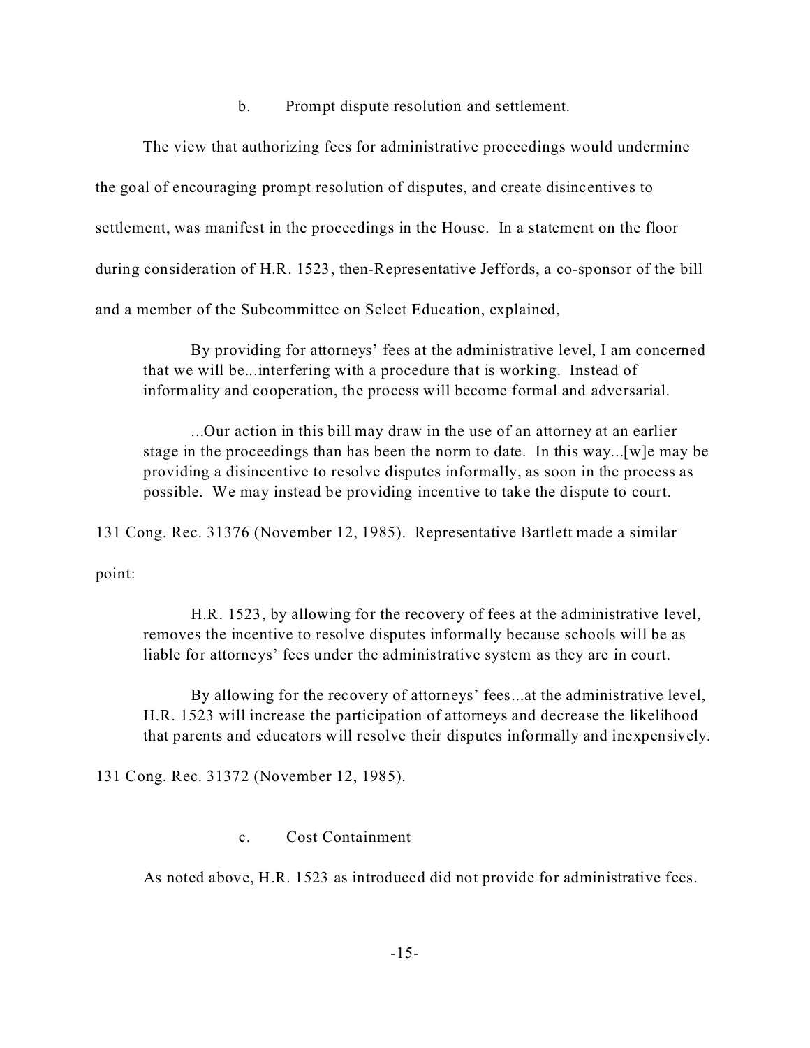b. Prompt dispute resolution and settlement.

The view that authorizing fees for administrative proceedings would undermine the goal of encouraging prompt resolution of disputes, and create disincentives to settlement, was manifest in the proceedings in the House. In a statement on the floor during consideration of H.R. 1523, then-Representative Jeffords, a co-sponsor of the bill and a member of the Subcommittee on Select Education, explained,

> By providing for attorneys' fees at the administrative level, I am concerned that we will be...interfering with a procedure that is working. Instead of informality and cooperation, the process will become formal and adversarial.
>
> ...Our action in this bill may draw in the use of an attorney at an earlier stage in the proceedings than has been the norm to date. In this way...[w]e may be providing a disincentive to resolve disputes informally, as soon in the process as possible. We may instead be providing incentive to take the dispute to court.

131 Cong. Rec. 31376 (November 12, 1985). Representative Bartlett made a similar point:

> H.R. 1523, by allowing for the recovery of fees at the administrative level, removes the incentive to resolve disputes informally because schools will be as liable for attorneys' fees under the administrative system as they are in court.
>
> By allowing for the recovery of attorneys' fees...at the administrative level, H.R. 1523 will increase the participation of attorneys and decrease the likelihood that parents and educators will resolve their disputes informally and inexpensively.

131 Cong. Rec. 31372 (November 12, 1985).

c. Cost Containment

As noted above, H.R. 1523 as introduced did not provide for administrative fees.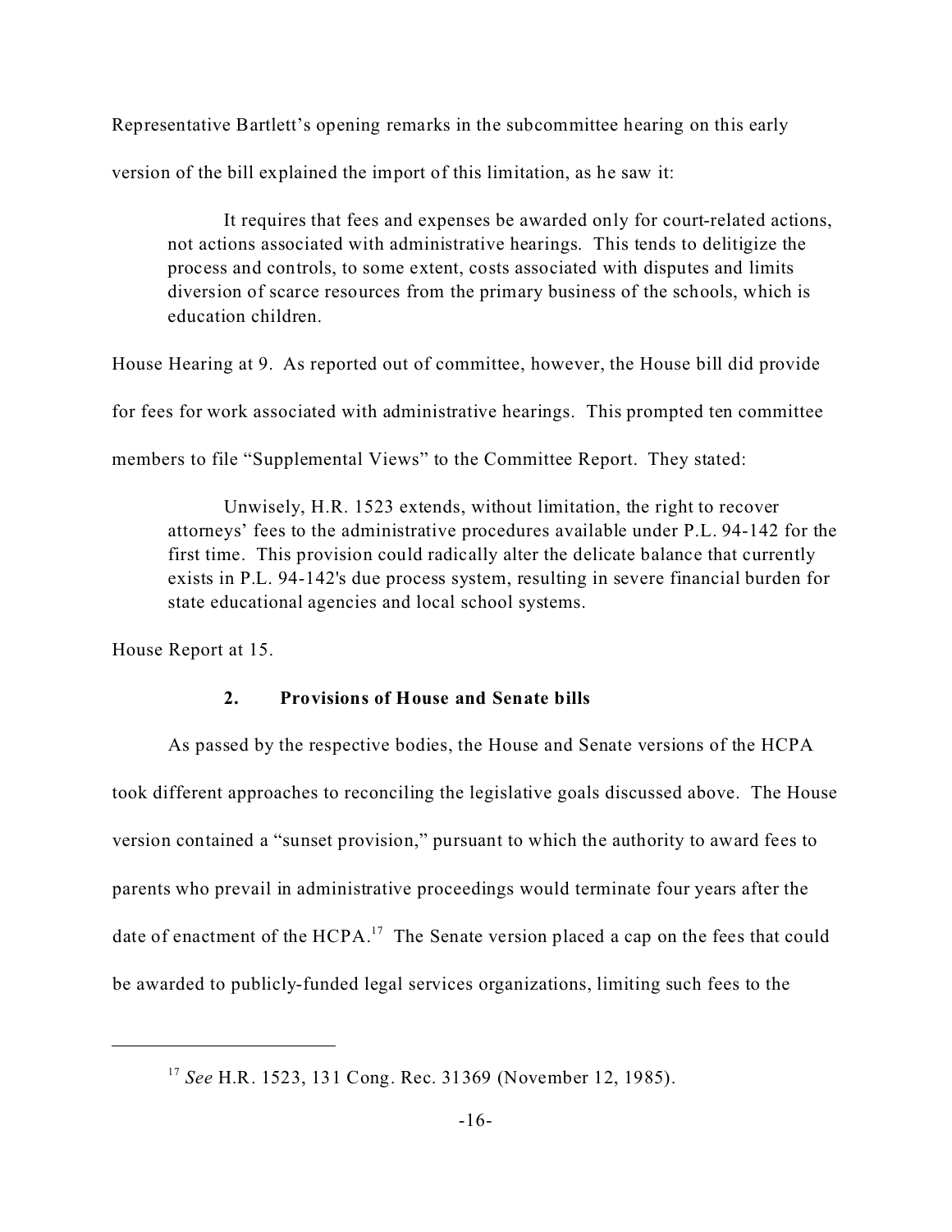Representative Bartlett's opening remarks in the subcommittee hearing on this early version of the bill explained the import of this limitation, as he saw it:

> It requires that fees and expenses be awarded only for court-related actions, not actions associated with administrative hearings. This tends to delitigize the process and controls, to some extent, costs associated with disputes and limits diversion of scarce resources from the primary business of the schools, which is education children.

House Hearing at 9. As reported out of committee, however, the House bill did provide for fees for work associated with administrative hearings. This prompted ten committee members to file "Supplemental Views" to the Committee Report. They stated:

> Unwisely, H.R. 1523 extends, without limitation, the right to recover attorneys' fees to the administrative procedures available under P.L. 94-142 for the first time. This provision could radically alter the delicate balance that currently exists in P.L. 94-142's due process system, resulting in severe financial burden for state educational agencies and local school systems.

House Report at 15.

### 2. Provisions of House and Senate bills

As passed by the respective bodies, the House and Senate versions of the HCPA took different approaches to reconciling the legislative goals discussed above. The House version contained a "sunset provision," pursuant to which the authority to award fees to parents who prevail in administrative proceedings would terminate four years after the date of enactment of the HCPA.[17] The Senate version placed a cap on the fees that could be awarded to publicly-funded legal services organizations, limiting such fees to the

---

[17] *See* H.R. 1523, 131 Cong. Rec. 31369 (November 12, 1985).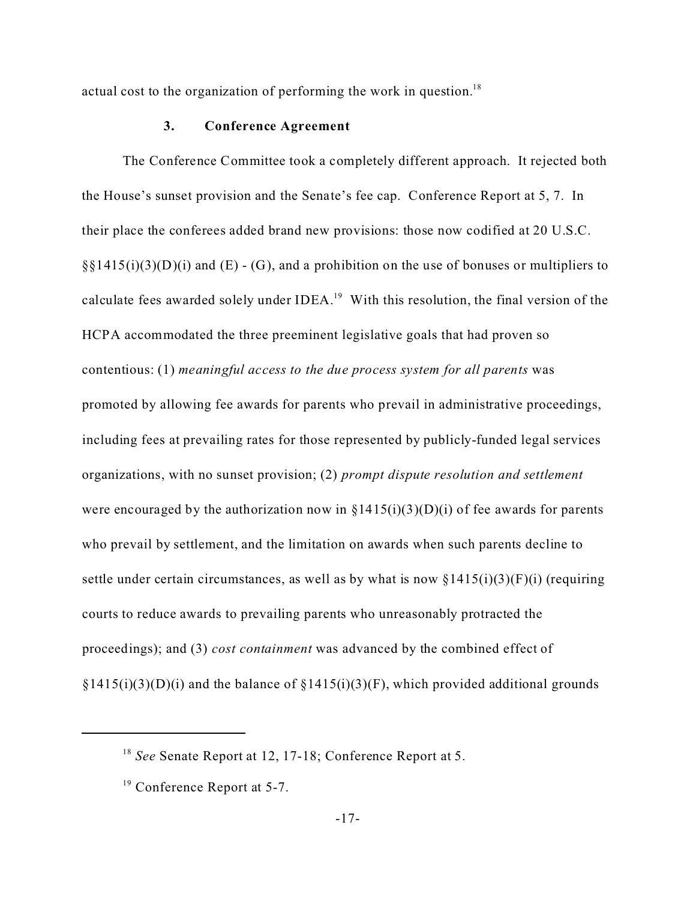actual cost to the organization of performing the work in question.[18]

### 3. Conference Agreement

The Conference Committee took a completely different approach. It rejected both the House's sunset provision and the Senate's fee cap. Conference Report at 5, 7. In their place the conferees added brand new provisions: those now codified at 20 U.S.C. §§1415(i)(3)(D)(i) and (E) - (G), and a prohibition on the use of bonuses or multipliers to calculate fees awarded solely under IDEA.[19] With this resolution, the final version of the HCPA accommodated the three preeminent legislative goals that had proven so contentious: (1) *meaningful access to the due process system for all parents* was promoted by allowing fee awards for parents who prevail in administrative proceedings, including fees at prevailing rates for those represented by publicly-funded legal services organizations, with no sunset provision; (2) *prompt dispute resolution and settlement* were encouraged by the authorization now in §1415(i)(3)(D)(i) of fee awards for parents who prevail by settlement, and the limitation on awards when such parents decline to settle under certain circumstances, as well as by what is now §1415(i)(3)(F)(i) (requiring courts to reduce awards to prevailing parents who unreasonably protracted the proceedings); and (3) *cost containment* was advanced by the combined effect of §1415(i)(3)(D)(i) and the balance of §1415(i)(3)(F), which provided additional grounds

[18] *See* Senate Report at 12, 17-18; Conference Report at 5.

[19] Conference Report at 5-7.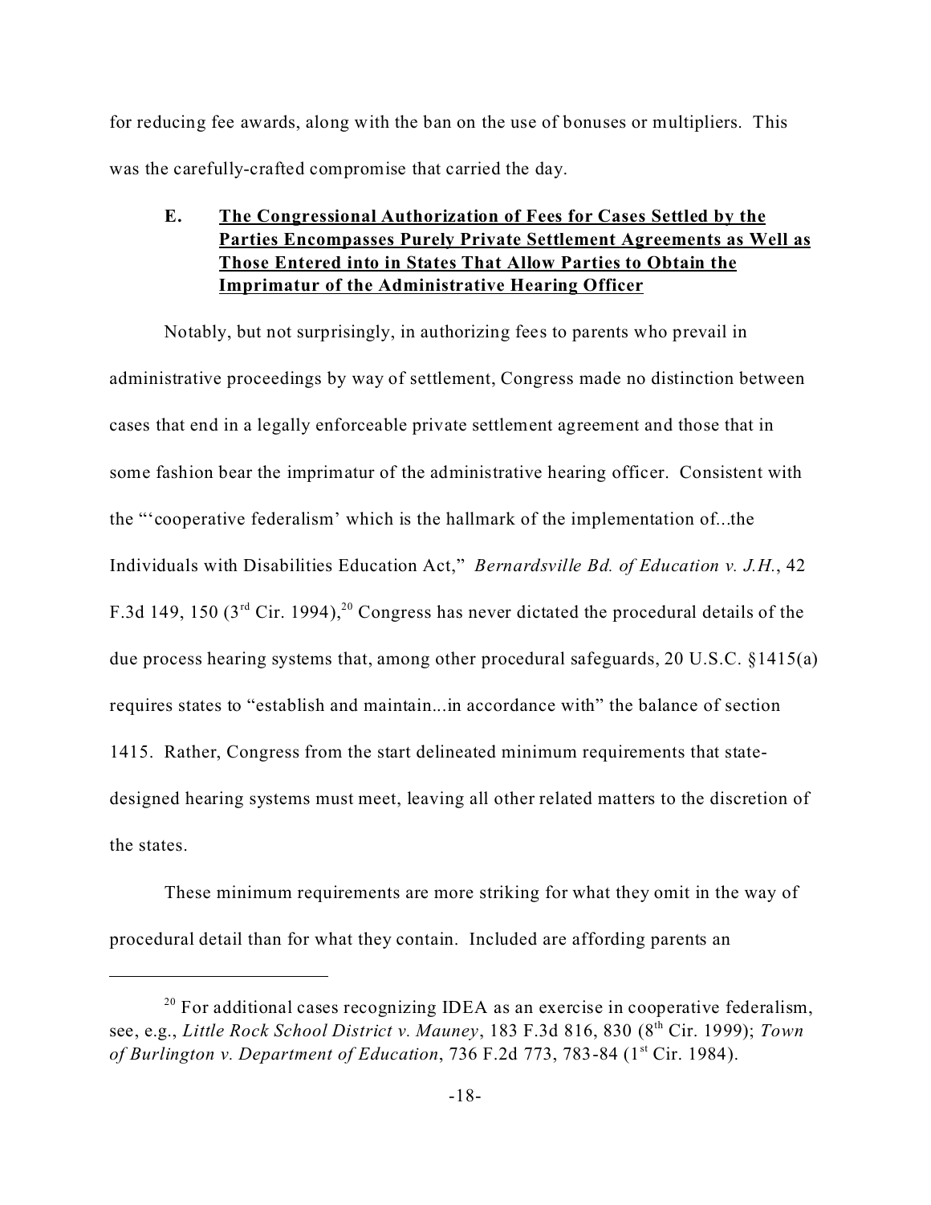for reducing fee awards, along with the ban on the use of bonuses or multipliers. This was the carefully-crafted compromise that carried the day.

### E. <u>The Congressional Authorization of Fees for Cases Settled by the Parties Encompasses Purely Private Settlement Agreements as Well as Those Entered into in States That Allow Parties to Obtain the Imprimatur of the Administrative Hearing Officer</u>

Notably, but not surprisingly, in authorizing fees to parents who prevail in administrative proceedings by way of settlement, Congress made no distinction between cases that end in a legally enforceable private settlement agreement and those that in some fashion bear the imprimatur of the administrative hearing officer. Consistent with the "'cooperative federalism' which is the hallmark of the implementation of...the Individuals with Disabilities Education Act," *Bernardsville Bd. of Education v. J.H.*, 42 F.3d 149, 150 (3rd Cir. 1994),[20] Congress has never dictated the procedural details of the due process hearing systems that, among other procedural safeguards, 20 U.S.C. §1415(a) requires states to "establish and maintain...in accordance with" the balance of section 1415. Rather, Congress from the start delineated minimum requirements that state-designed hearing systems must meet, leaving all other related matters to the discretion of the states.

These minimum requirements are more striking for what they omit in the way of procedural detail than for what they contain. Included are affording parents an

---

[20] For additional cases recognizing IDEA as an exercise in cooperative federalism, see, e.g., *Little Rock School District v. Mauney*, 183 F.3d 816, 830 (8th Cir. 1999); *Town of Burlington v. Department of Education*, 736 F.2d 773, 783-84 (1st Cir. 1984).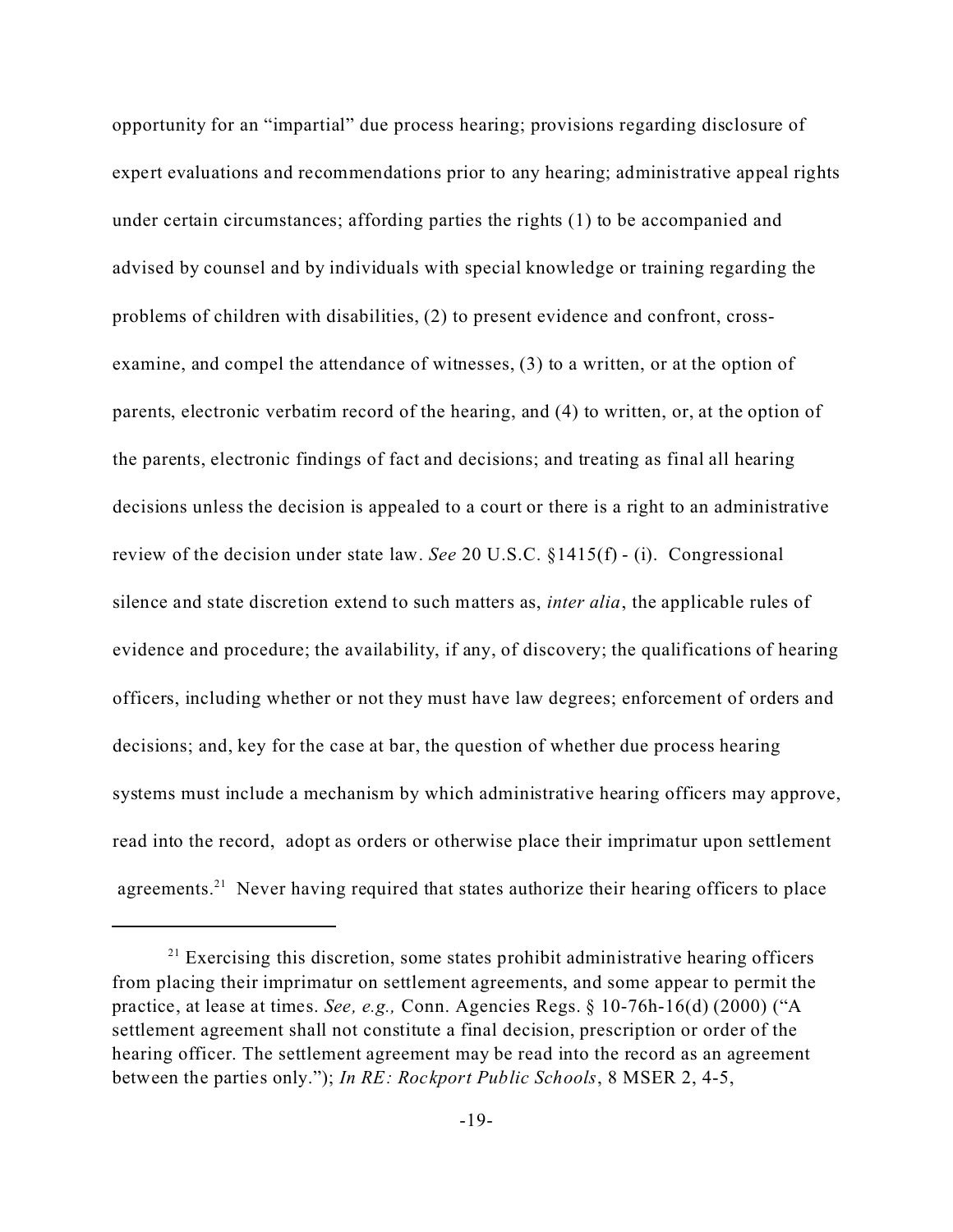opportunity for an "impartial" due process hearing; provisions regarding disclosure of expert evaluations and recommendations prior to any hearing; administrative appeal rights under certain circumstances; affording parties the rights (1) to be accompanied and advised by counsel and by individuals with special knowledge or training regarding the problems of children with disabilities, (2) to present evidence and confront, cross-examine, and compel the attendance of witnesses, (3) to a written, or at the option of parents, electronic verbatim record of the hearing, and (4) to written, or, at the option of the parents, electronic findings of fact and decisions; and treating as final all hearing decisions unless the decision is appealed to a court or there is a right to an administrative review of the decision under state law. *See* 20 U.S.C. §1415(f) - (i). Congressional silence and state discretion extend to such matters as, *inter alia*, the applicable rules of evidence and procedure; the availability, if any, of discovery; the qualifications of hearing officers, including whether or not they must have law degrees; enforcement of orders and decisions; and, key for the case at bar, the question of whether due process hearing systems must include a mechanism by which administrative hearing officers may approve, read into the record, adopt as orders or otherwise place their imprimatur upon settlement agreements.[21] Never having required that states authorize their hearing officers to place

[21] Exercising this discretion, some states prohibit administrative hearing officers from placing their imprimatur on settlement agreements, and some appear to permit the practice, at lease at times. *See, e.g.,* Conn. Agencies Regs. § 10-76h-16(d) (2000) ("A settlement agreement shall not constitute a final decision, prescription or order of the hearing officer. The settlement agreement may be read into the record as an agreement between the parties only."); *In RE: Rockport Public Schools*, 8 MSER 2, 4-5,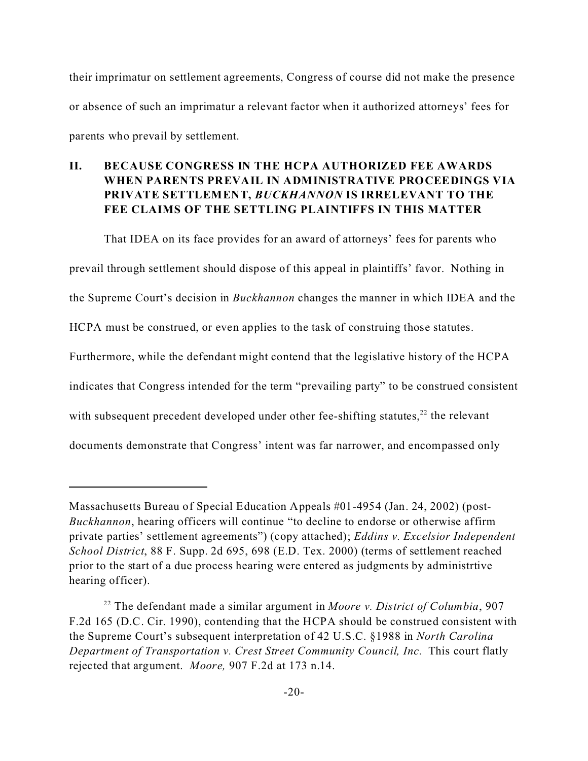their imprimatur on settlement agreements, Congress of course did not make the presence or absence of such an imprimatur a relevant factor when it authorized attorneys' fees for parents who prevail by settlement.

## II. BECAUSE CONGRESS IN THE HCPA AUTHORIZED FEE AWARDS WHEN PARENTS PREVAIL IN ADMINISTRATIVE PROCEEDINGS VIA PRIVATE SETTLEMENT, *BUCKHANNON* IS IRRELEVANT TO THE FEE CLAIMS OF THE SETTLING PLAINTIFFS IN THIS MATTER

That IDEA on its face provides for an award of attorneys' fees for parents who prevail through settlement should dispose of this appeal in plaintiffs' favor. Nothing in the Supreme Court's decision in *Buckhannon* changes the manner in which IDEA and the HCPA must be construed, or even applies to the task of construing those statutes. Furthermore, while the defendant might contend that the legislative history of the HCPA indicates that Congress intended for the term "prevailing party" to be construed consistent with subsequent precedent developed under other fee-shifting statutes,[22] the relevant documents demonstrate that Congress' intent was far narrower, and encompassed only

---

Massachusetts Bureau of Special Education Appeals #01-4954 (Jan. 24, 2002) (post-*Buckhannon*, hearing officers will continue "to decline to endorse or otherwise affirm private parties' settlement agreements") (copy attached); *Eddins v. Excelsior Independent School District*, 88 F. Supp. 2d 695, 698 (E.D. Tex. 2000) (terms of settlement reached prior to the start of a due process hearing were entered as judgments by administrtive hearing officer).

[22] The defendant made a similar argument in *Moore v. District of Columbia*, 907 F.2d 165 (D.C. Cir. 1990), contending that the HCPA should be construed consistent with the Supreme Court's subsequent interpretation of 42 U.S.C. §1988 in *North Carolina Department of Transportation v. Crest Street Community Council, Inc.* This court flatly rejected that argument. *Moore,* 907 F.2d at 173 n.14.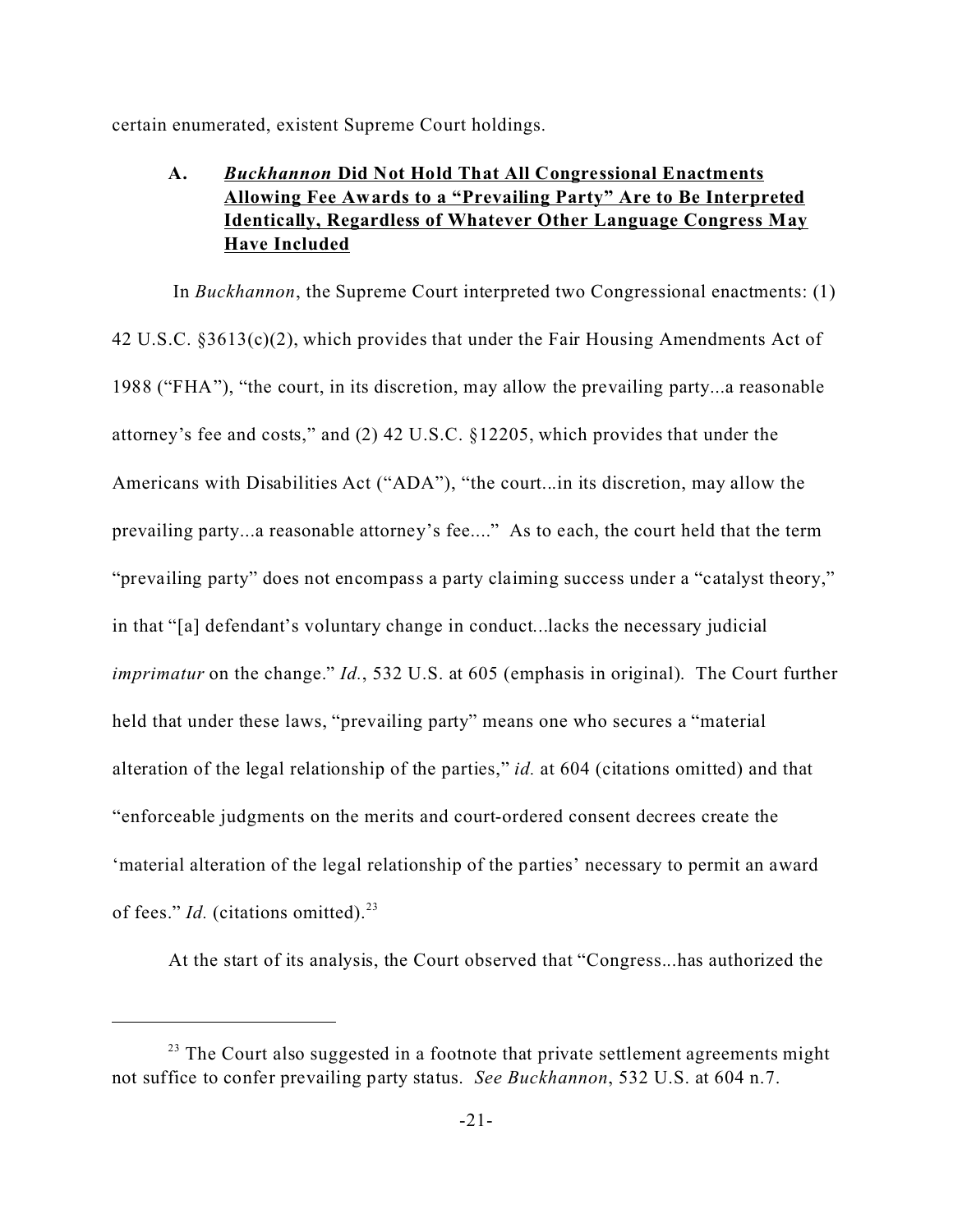certain enumerated, existent Supreme Court holdings.

### A. ***Buckhannon*** **Did Not Hold That All Congressional Enactments Allowing Fee Awards to a "Prevailing Party" Are to Be Interpreted Identically, Regardless of Whatever Other Language Congress May Have Included**

In *Buckhannon*, the Supreme Court interpreted two Congressional enactments: (1) 42 U.S.C. §3613(c)(2), which provides that under the Fair Housing Amendments Act of 1988 ("FHA"), "the court, in its discretion, may allow the prevailing party...a reasonable attorney's fee and costs," and (2) 42 U.S.C. §12205, which provides that under the Americans with Disabilities Act ("ADA"), "the court...in its discretion, may allow the prevailing party...a reasonable attorney's fee...." As to each, the court held that the term "prevailing party" does not encompass a party claiming success under a "catalyst theory," in that "[a] defendant's voluntary change in conduct...lacks the necessary judicial *imprimatur* on the change." *Id.*, 532 U.S. at 605 (emphasis in original). The Court further held that under these laws, "prevailing party" means one who secures a "material alteration of the legal relationship of the parties," *id.* at 604 (citations omitted) and that "enforceable judgments on the merits and court-ordered consent decrees create the 'material alteration of the legal relationship of the parties' necessary to permit an award of fees." *Id.* (citations omitted).[23]

At the start of its analysis, the Court observed that "Congress...has authorized the

---

[23] The Court also suggested in a footnote that private settlement agreements might not suffice to confer prevailing party status. *See Buckhannon*, 532 U.S. at 604 n.7.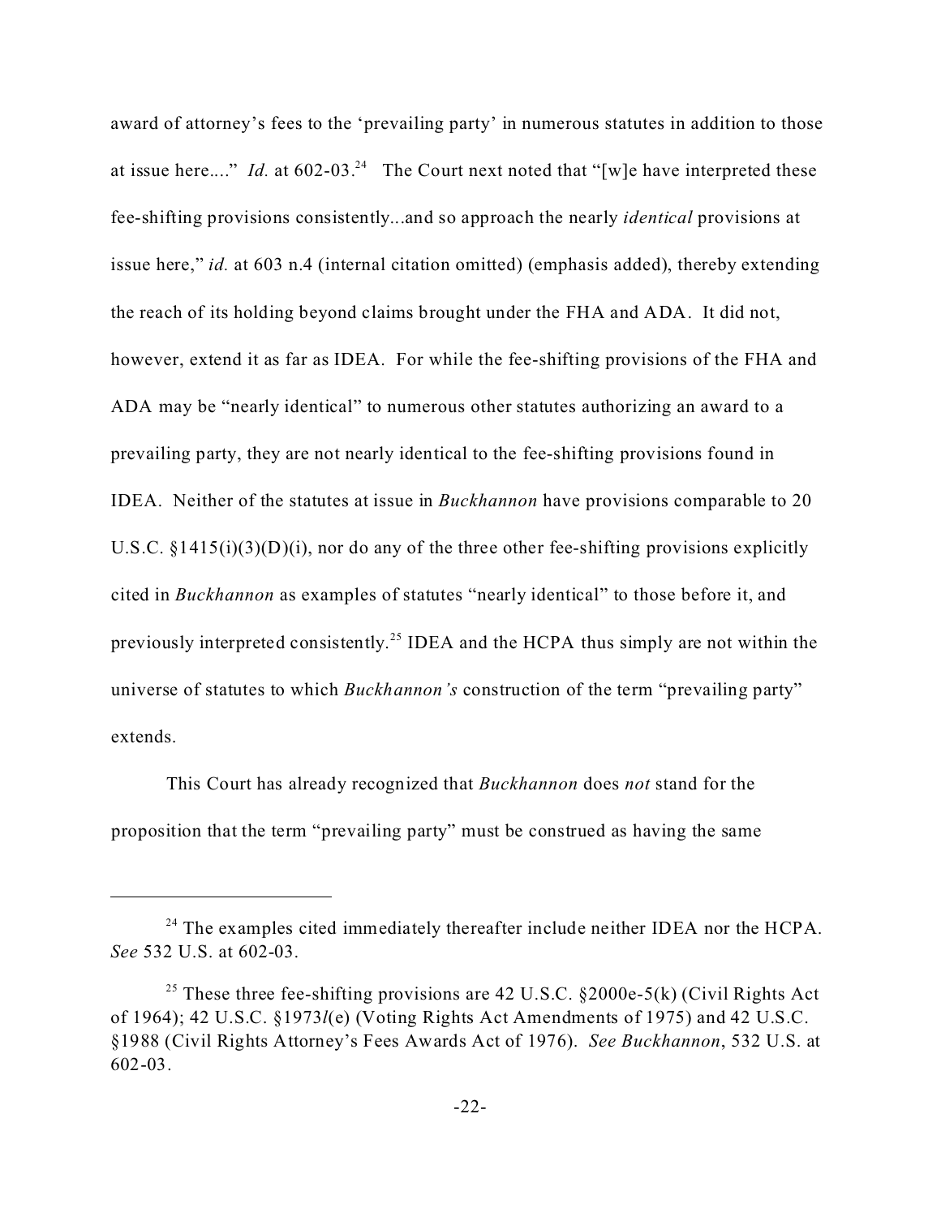award of attorney's fees to the 'prevailing party' in numerous statutes in addition to those at issue here...." *Id.* at 602-03.[24] The Court next noted that "[w]e have interpreted these fee-shifting provisions consistently...and so approach the nearly *identical* provisions at issue here," *id.* at 603 n.4 (internal citation omitted) (emphasis added), thereby extending the reach of its holding beyond claims brought under the FHA and ADA. It did not, however, extend it as far as IDEA. For while the fee-shifting provisions of the FHA and ADA may be "nearly identical" to numerous other statutes authorizing an award to a prevailing party, they are not nearly identical to the fee-shifting provisions found in IDEA. Neither of the statutes at issue in *Buckhannon* have provisions comparable to 20 U.S.C. §1415(i)(3)(D)(i), nor do any of the three other fee-shifting provisions explicitly cited in *Buckhannon* as examples of statutes "nearly identical" to those before it, and previously interpreted consistently.[25] IDEA and the HCPA thus simply are not within the universe of statutes to which *Buckhannon's* construction of the term "prevailing party" extends.

This Court has already recognized that *Buckhannon* does *not* stand for the proposition that the term "prevailing party" must be construed as having the same

---

[24] The examples cited immediately thereafter include neither IDEA nor the HCPA. *See* 532 U.S. at 602-03.

[25] These three fee-shifting provisions are 42 U.S.C. §2000e-5(k) (Civil Rights Act of 1964); 42 U.S.C. §1973*l*(e) (Voting Rights Act Amendments of 1975) and 42 U.S.C. §1988 (Civil Rights Attorney's Fees Awards Act of 1976). *See Buckhannon*, 532 U.S. at 602-03.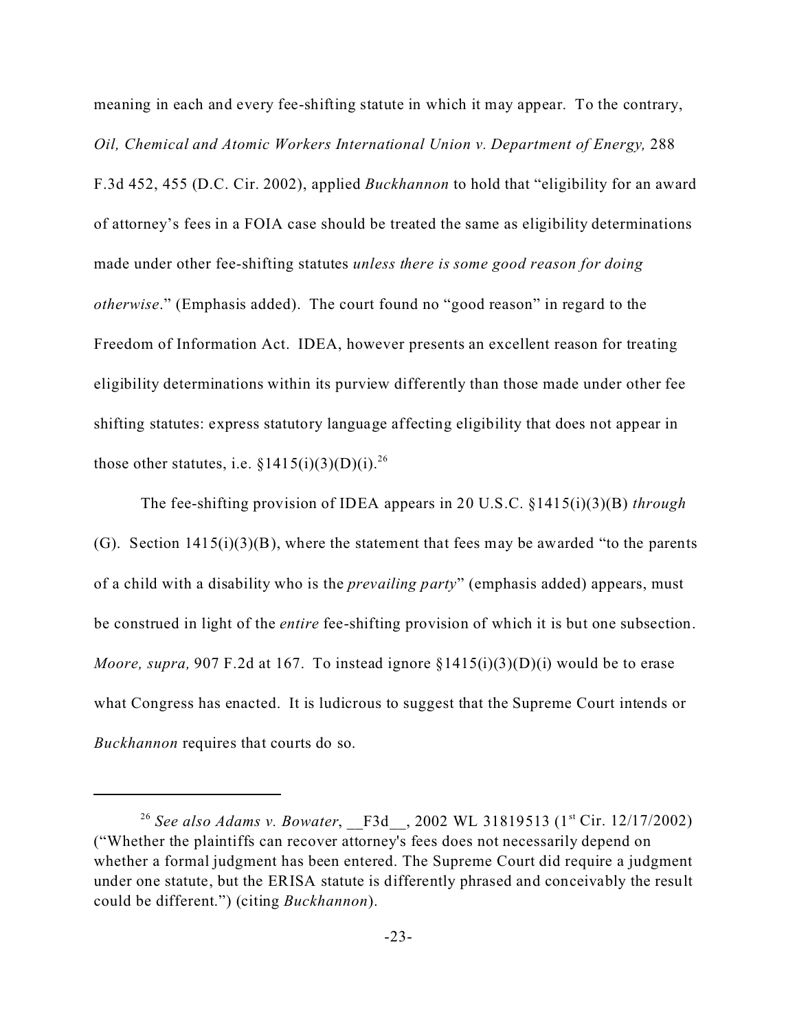meaning in each and every fee-shifting statute in which it may appear. To the contrary, *Oil, Chemical and Atomic Workers International Union v. Department of Energy,* 288 F.3d 452, 455 (D.C. Cir. 2002), applied *Buckhannon* to hold that "eligibility for an award of attorney's fees in a FOIA case should be treated the same as eligibility determinations made under other fee-shifting statutes *unless there is some good reason for doing otherwise*." (Emphasis added). The court found no "good reason" in regard to the Freedom of Information Act. IDEA, however presents an excellent reason for treating eligibility determinations within its purview differently than those made under other fee shifting statutes: express statutory language affecting eligibility that does not appear in those other statutes, i.e. §1415(i)(3)(D)(i).[26]

The fee-shifting provision of IDEA appears in 20 U.S.C. §1415(i)(3)(B) *through* (G). Section 1415(i)(3)(B), where the statement that fees may be awarded "to the parents of a child with a disability who is the *prevailing party*" (emphasis added) appears, must be construed in light of the *entire* fee-shifting provision of which it is but one subsection. *Moore, supra,* 907 F.2d at 167. To instead ignore §1415(i)(3)(D)(i) would be to erase what Congress has enacted. It is ludicrous to suggest that the Supreme Court intends or *Buckhannon* requires that courts do so.

---

[26] *See also Adams v. Bowater*, \_\_F3d\_\_, 2002 WL 31819513 (1st Cir. 12/17/2002) ("Whether the plaintiffs can recover attorney's fees does not necessarily depend on whether a formal judgment has been entered. The Supreme Court did require a judgment under one statute, but the ERISA statute is differently phrased and conceivably the result could be different.") (citing *Buckhannon*).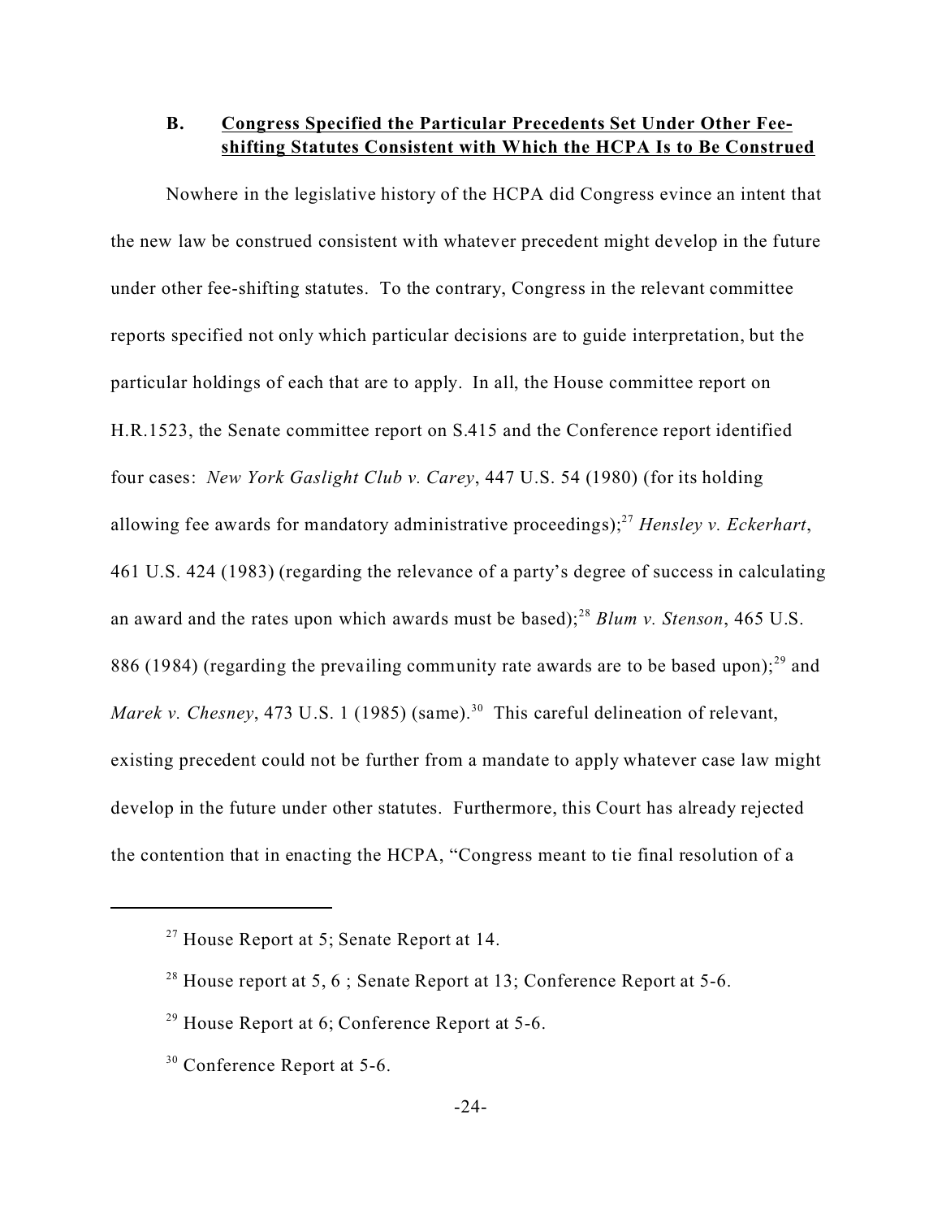### B. <u>Congress Specified the Particular Precedents Set Under Other Fee-shifting Statutes Consistent with Which the HCPA Is to Be Construed</u>

Nowhere in the legislative history of the HCPA did Congress evince an intent that the new law be construed consistent with whatever precedent might develop in the future under other fee-shifting statutes. To the contrary, Congress in the relevant committee reports specified not only which particular decisions are to guide interpretation, but the particular holdings of each that are to apply. In all, the House committee report on H.R.1523, the Senate committee report on S.415 and the Conference report identified four cases: *New York Gaslight Club v. Carey*, 447 U.S. 54 (1980) (for its holding allowing fee awards for mandatory administrative proceedings);[27] *Hensley v. Eckerhart*, 461 U.S. 424 (1983) (regarding the relevance of a party's degree of success in calculating an award and the rates upon which awards must be based);[28] *Blum v. Stenson*, 465 U.S. 886 (1984) (regarding the prevailing community rate awards are to be based upon);[29] and *Marek v. Chesney*, 473 U.S. 1 (1985) (same).[30] This careful delineation of relevant, existing precedent could not be further from a mandate to apply whatever case law might develop in the future under other statutes. Furthermore, this Court has already rejected the contention that in enacting the HCPA, "Congress meant to tie final resolution of a

---

[27] House Report at 5; Senate Report at 14.

[28] House report at 5, 6 ; Senate Report at 13; Conference Report at 5-6.

[29] House Report at 6; Conference Report at 5-6.

[30] Conference Report at 5-6.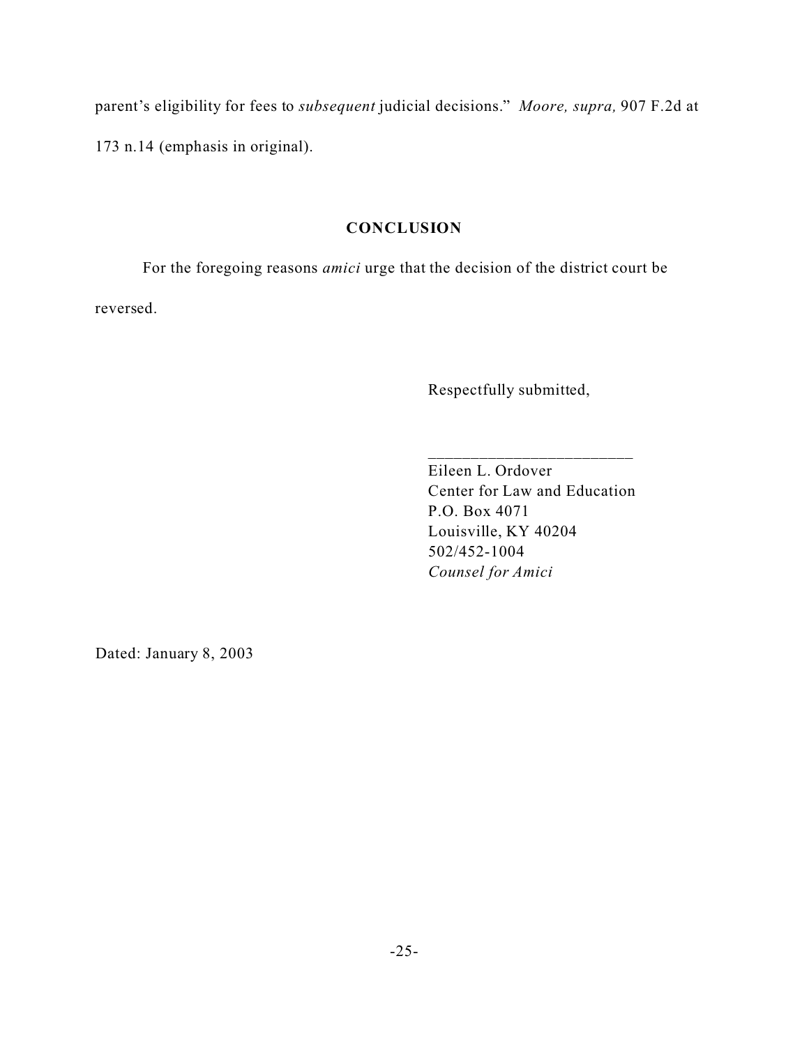parent's eligibility for fees to *subsequent* judicial decisions." *Moore, supra,* 907 F.2d at 173 n.14 (emphasis in original).

## CONCLUSION

For the foregoing reasons *amici* urge that the decision of the district court be reversed.

Respectfully submitted,

_________________________
Eileen L. Ordover
Center for Law and Education
P.O. Box 4071
Louisville, KY 40204
502/452-1004
*Counsel for Amici*

Dated: January 8, 2003